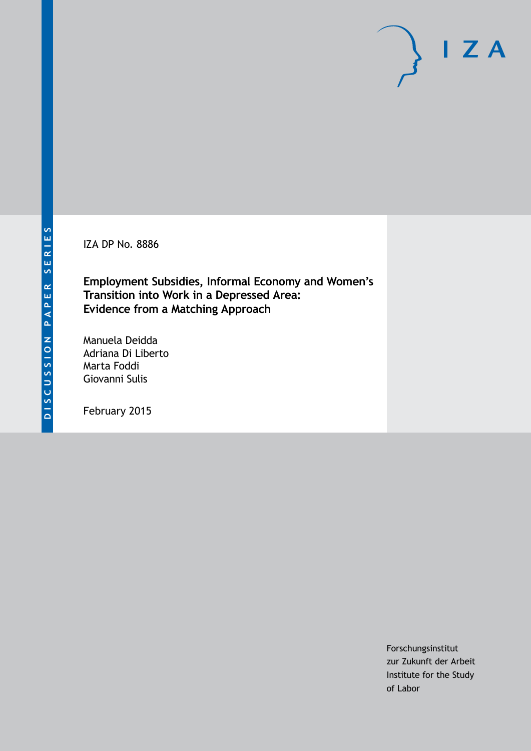DISCUSSION PAPER SERIES

IZA DP No. 8886

# Employment Subsidies, Informal Economy and Women's Transition into Work in a Depressed Area: Evidence from a Matching Approach

Manuela Deidda
Adriana Di Liberto
Marta Foddi
Giovanni Sulis

February 2015

Forschungsinstitut
zur Zukunft der Arbeit
Institute for the Study
of Labor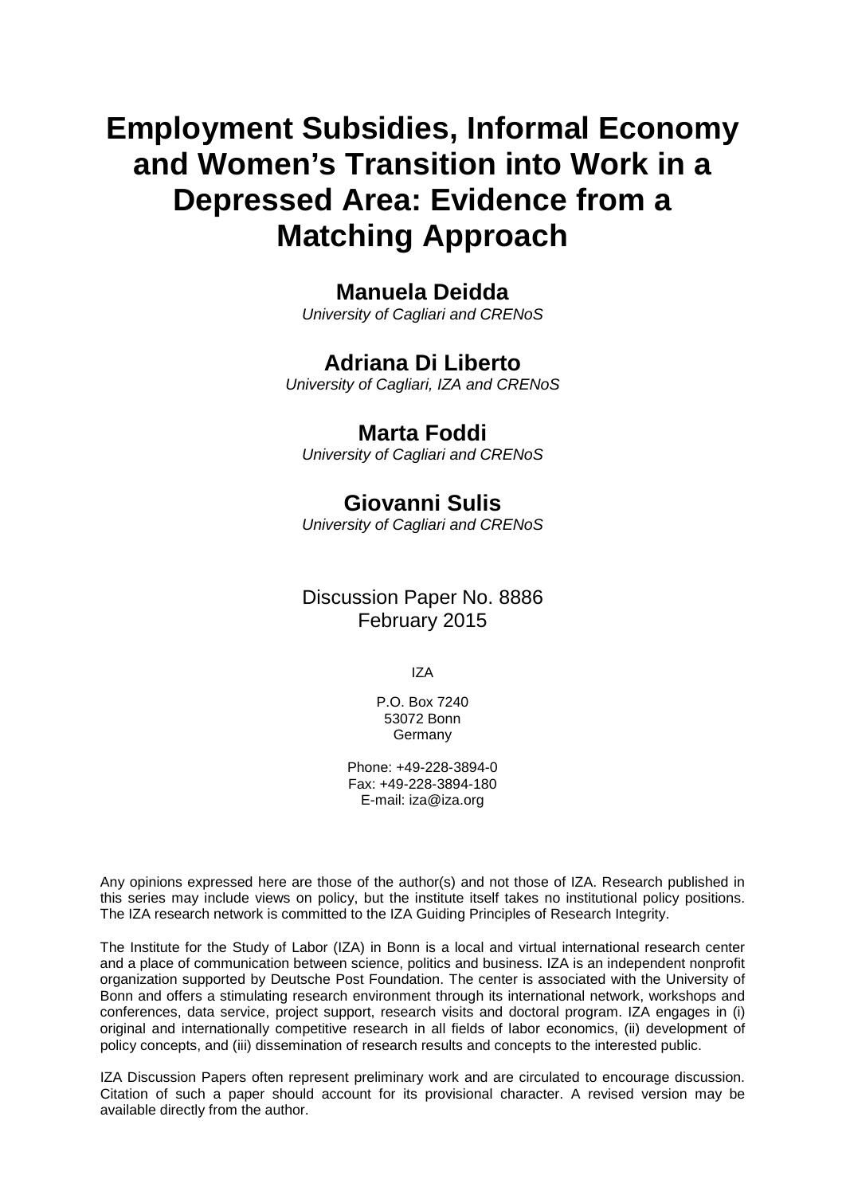# Employment Subsidies, Informal Economy and Women's Transition into Work in a Depressed Area: Evidence from a Matching Approach

**Manuela Deidda**
*University of Cagliari and CRENoS*

**Adriana Di Liberto**
*University of Cagliari, IZA and CRENoS*

**Marta Foddi**
*University of Cagliari and CRENoS*

**Giovanni Sulis**
*University of Cagliari and CRENoS*

Discussion Paper No. 8886
February 2015

IZA

P.O. Box 7240
53072 Bonn
Germany

Phone: +49-228-3894-0
Fax: +49-228-3894-180
E-mail: iza@iza.org

Any opinions expressed here are those of the author(s) and not those of IZA. Research published in this series may include views on policy, but the institute itself takes no institutional policy positions. The IZA research network is committed to the IZA Guiding Principles of Research Integrity.

The Institute for the Study of Labor (IZA) in Bonn is a local and virtual international research center and a place of communication between science, politics and business. IZA is an independent nonprofit organization supported by Deutsche Post Foundation. The center is associated with the University of Bonn and offers a stimulating research environment through its international network, workshops and conferences, data service, project support, research visits and doctoral program. IZA engages in (i) original and internationally competitive research in all fields of labor economics, (ii) development of policy concepts, and (iii) dissemination of research results and concepts to the interested public.

IZA Discussion Papers often represent preliminary work and are circulated to encourage discussion. Citation of such a paper should account for its provisional character. A revised version may be available directly from the author.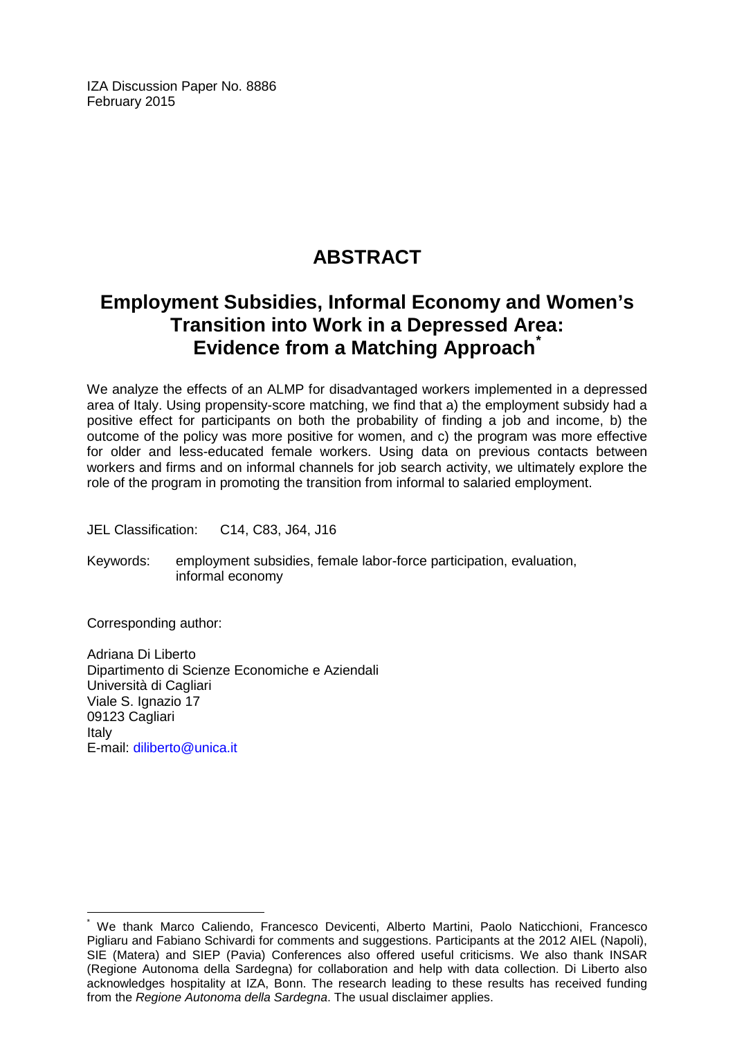IZA Discussion Paper No. 8886
February 2015

# ABSTRACT

## Employment Subsidies, Informal Economy and Women's Transition into Work in a Depressed Area: Evidence from a Matching Approach*

We analyze the effects of an ALMP for disadvantaged workers implemented in a depressed area of Italy. Using propensity-score matching, we find that a) the employment subsidy had a positive effect for participants on both the probability of finding a job and income, b) the outcome of the policy was more positive for women, and c) the program was more effective for older and less-educated female workers. Using data on previous contacts between workers and firms and on informal channels for job search activity, we ultimately explore the role of the program in promoting the transition from informal to salaried employment.

JEL Classification: C14, C83, J64, J16

Keywords: employment subsidies, female labor-force participation, evaluation, informal economy

Corresponding author:

Adriana Di Liberto
Dipartimento di Scienze Economiche e Aziendali
Università di Cagliari
Viale S. Ignazio 17
09123 Cagliari
Italy
E-mail: diliberto@unica.it

---

* We thank Marco Caliendo, Francesco Devicenti, Alberto Martini, Paolo Naticchioni, Francesco Pigliaru and Fabiano Schivardi for comments and suggestions. Participants at the 2012 AIEL (Napoli), SIE (Matera) and SIEP (Pavia) Conferences also offered useful criticisms. We also thank INSAR (Regione Autonoma della Sardegna) for collaboration and help with data collection. Di Liberto also acknowledges hospitality at IZA, Bonn. The research leading to these results has received funding from the *Regione Autonoma della Sardegna*. The usual disclaimer applies.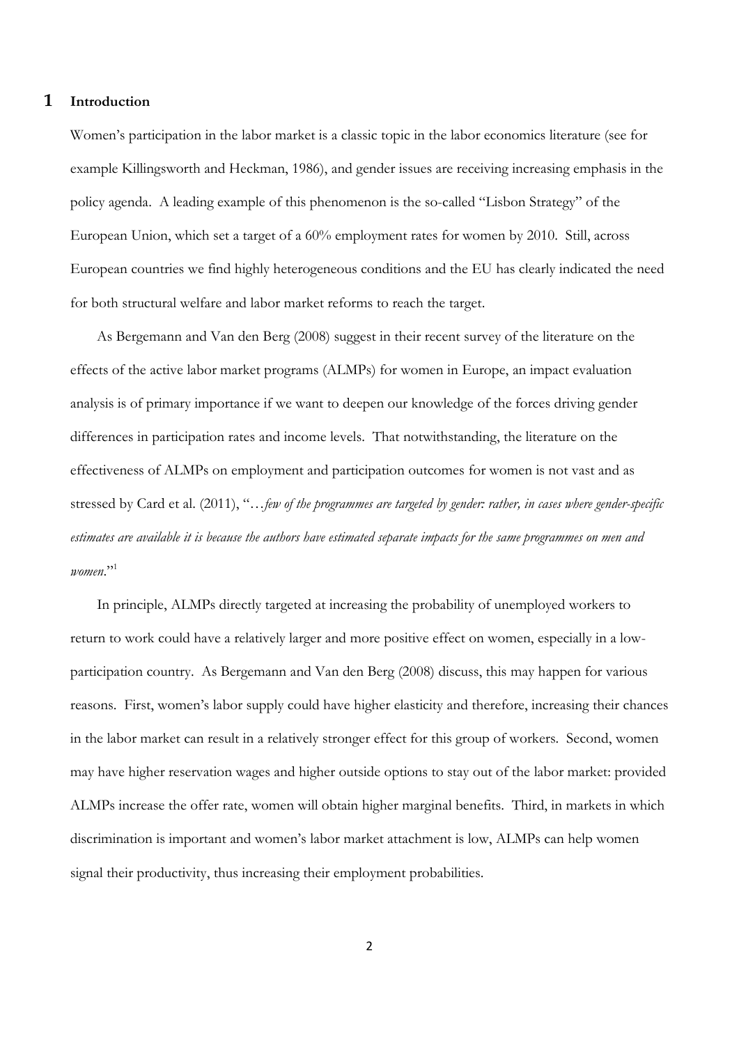# 1 Introduction

Women's participation in the labor market is a classic topic in the labor economics literature (see for example Killingsworth and Heckman, 1986), and gender issues are receiving increasing emphasis in the policy agenda. A leading example of this phenomenon is the so-called "Lisbon Strategy" of the European Union, which set a target of a 60% employment rates for women by 2010. Still, across European countries we find highly heterogeneous conditions and the EU has clearly indicated the need for both structural welfare and labor market reforms to reach the target.

As Bergemann and Van den Berg (2008) suggest in their recent survey of the literature on the effects of the active labor market programs (ALMPs) for women in Europe, an impact evaluation analysis is of primary importance if we want to deepen our knowledge of the forces driving gender differences in participation rates and income levels. That notwithstanding, the literature on the effectiveness of ALMPs on employment and participation outcomes for women is not vast and as stressed by Card et al. (2011), "*…few of the programmes are targeted by gender: rather, in cases where gender-specific estimates are available it is because the authors have estimated separate impacts for the same programmes on men and women*."[1]

In principle, ALMPs directly targeted at increasing the probability of unemployed workers to return to work could have a relatively larger and more positive effect on women, especially in a low-participation country. As Bergemann and Van den Berg (2008) discuss, this may happen for various reasons. First, women's labor supply could have higher elasticity and therefore, increasing their chances in the labor market can result in a relatively stronger effect for this group of workers. Second, women may have higher reservation wages and higher outside options to stay out of the labor market: provided ALMPs increase the offer rate, women will obtain higher marginal benefits. Third, in markets in which discrimination is important and women's labor market attachment is low, ALMPs can help women signal their productivity, thus increasing their employment probabilities.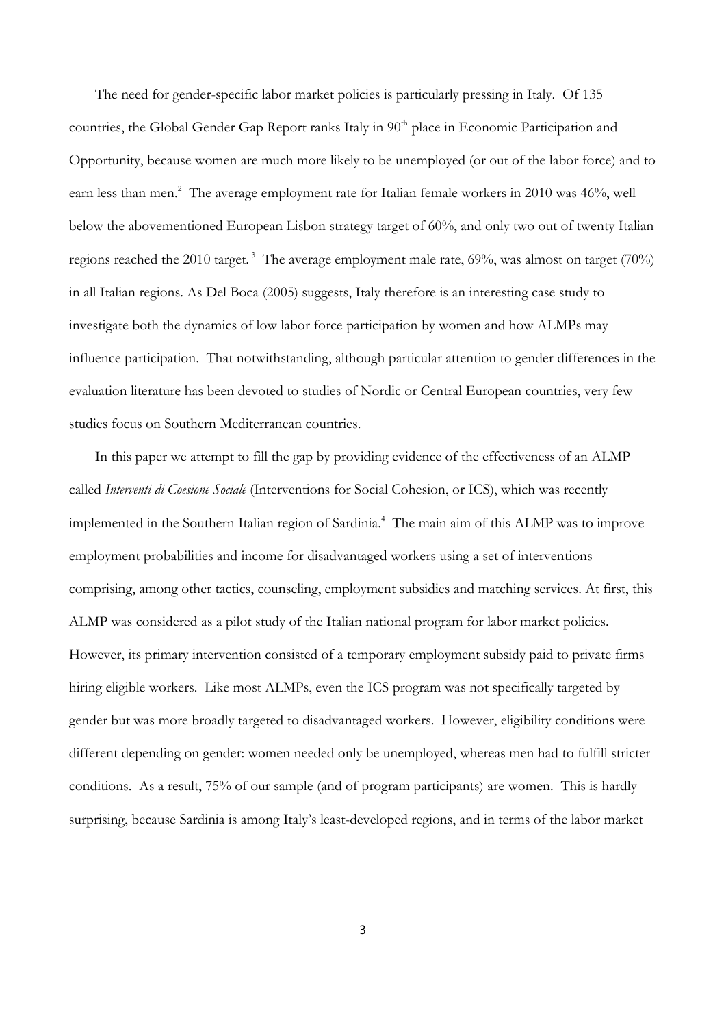The need for gender-specific labor market policies is particularly pressing in Italy. Of 135 countries, the Global Gender Gap Report ranks Italy in 90th place in Economic Participation and Opportunity, because women are much more likely to be unemployed (or out of the labor force) and to earn less than men.[2] The average employment rate for Italian female workers in 2010 was 46%, well below the abovementioned European Lisbon strategy target of 60%, and only two out of twenty Italian regions reached the 2010 target.[3] The average employment male rate, 69%, was almost on target (70%) in all Italian regions. As Del Boca (2005) suggests, Italy therefore is an interesting case study to investigate both the dynamics of low labor force participation by women and how ALMPs may influence participation. That notwithstanding, although particular attention to gender differences in the evaluation literature has been devoted to studies of Nordic or Central European countries, very few studies focus on Southern Mediterranean countries.

In this paper we attempt to fill the gap by providing evidence of the effectiveness of an ALMP called *Interventi di Coesione Sociale* (Interventions for Social Cohesion, or ICS), which was recently implemented in the Southern Italian region of Sardinia.[4] The main aim of this ALMP was to improve employment probabilities and income for disadvantaged workers using a set of interventions comprising, among other tactics, counseling, employment subsidies and matching services. At first, this ALMP was considered as a pilot study of the Italian national program for labor market policies. However, its primary intervention consisted of a temporary employment subsidy paid to private firms hiring eligible workers. Like most ALMPs, even the ICS program was not specifically targeted by gender but was more broadly targeted to disadvantaged workers. However, eligibility conditions were different depending on gender: women needed only be unemployed, whereas men had to fulfill stricter conditions. As a result, 75% of our sample (and of program participants) are women. This is hardly surprising, because Sardinia is among Italy's least-developed regions, and in terms of the labor market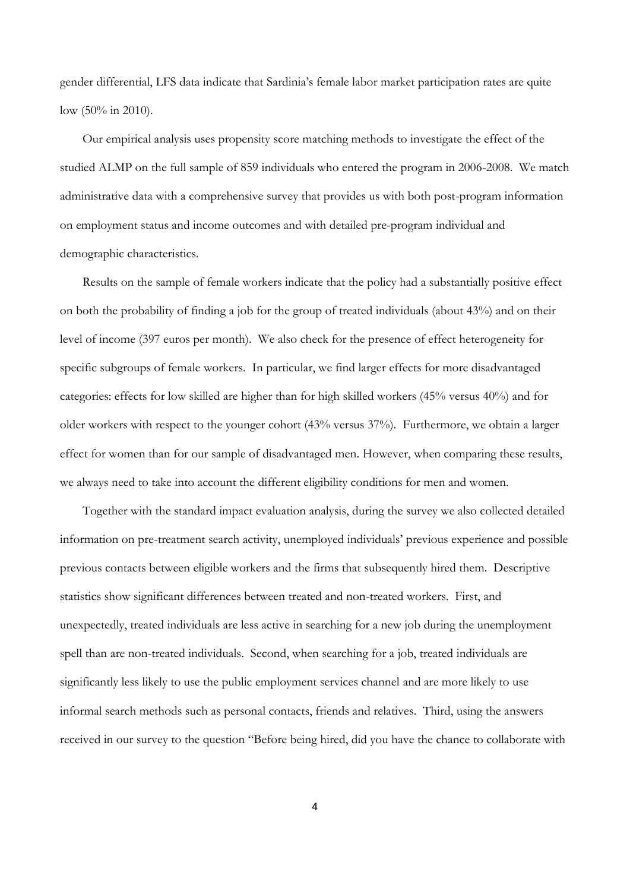gender differential, LFS data indicate that Sardinia's female labor market participation rates are quite low (50% in 2010).

Our empirical analysis uses propensity score matching methods to investigate the effect of the studied ALMP on the full sample of 859 individuals who entered the program in 2006-2008. We match administrative data with a comprehensive survey that provides us with both post-program information on employment status and income outcomes and with detailed pre-program individual and demographic characteristics.

Results on the sample of female workers indicate that the policy had a substantially positive effect on both the probability of finding a job for the group of treated individuals (about 43%) and on their level of income (397 euros per month). We also check for the presence of effect heterogeneity for specific subgroups of female workers. In particular, we find larger effects for more disadvantaged categories: effects for low skilled are higher than for high skilled workers (45% versus 40%) and for older workers with respect to the younger cohort (43% versus 37%). Furthermore, we obtain a larger effect for women than for our sample of disadvantaged men. However, when comparing these results, we always need to take into account the different eligibility conditions for men and women.

Together with the standard impact evaluation analysis, during the survey we also collected detailed information on pre-treatment search activity, unemployed individuals' previous experience and possible previous contacts between eligible workers and the firms that subsequently hired them. Descriptive statistics show significant differences between treated and non-treated workers. First, and unexpectedly, treated individuals are less active in searching for a new job during the unemployment spell than are non-treated individuals. Second, when searching for a job, treated individuals are significantly less likely to use the public employment services channel and are more likely to use informal search methods such as personal contacts, friends and relatives. Third, using the answers received in our survey to the question "Before being hired, did you have the chance to collaborate with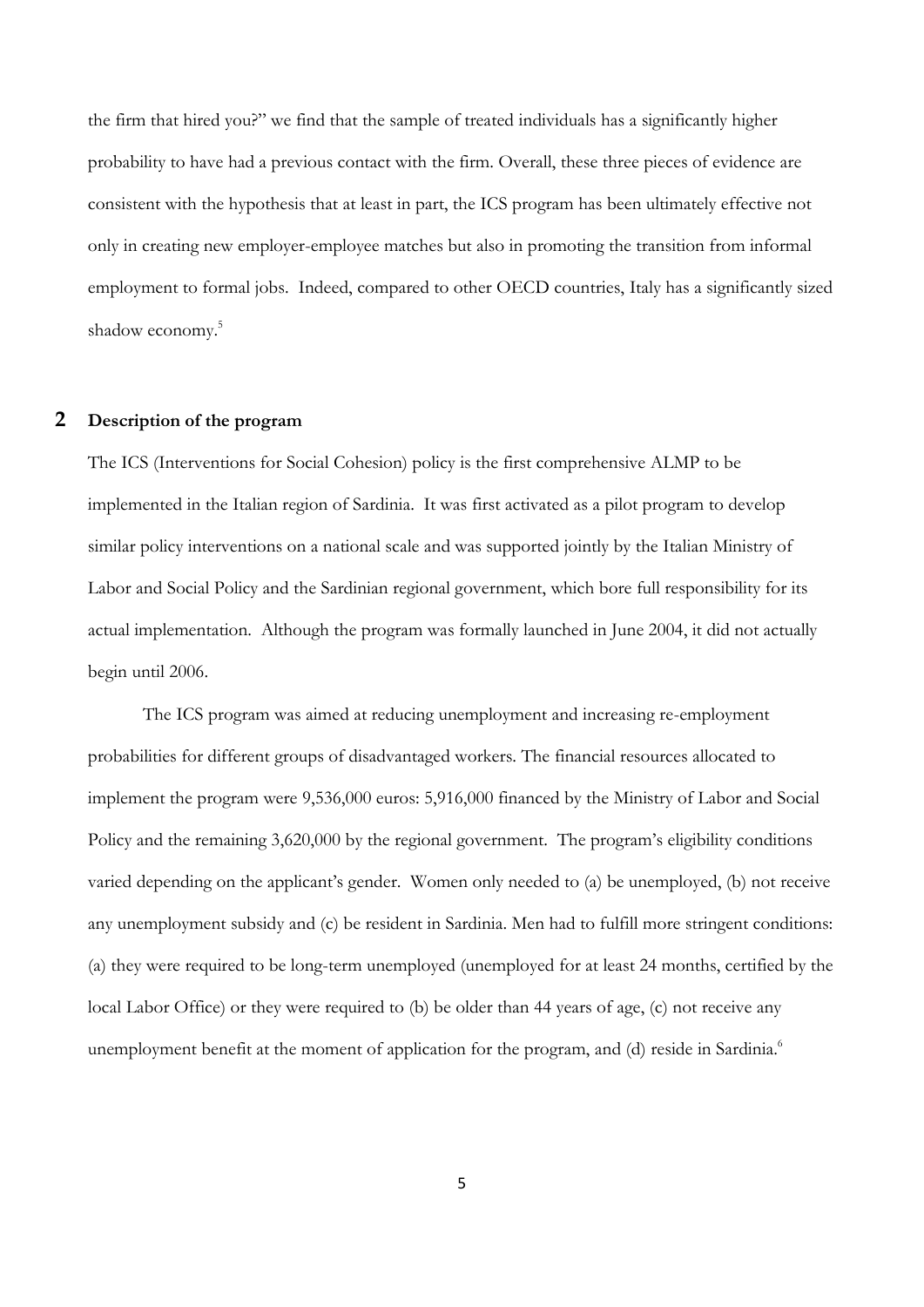the firm that hired you?" we find that the sample of treated individuals has a significantly higher probability to have had a previous contact with the firm. Overall, these three pieces of evidence are consistent with the hypothesis that at least in part, the ICS program has been ultimately effective not only in creating new employer-employee matches but also in promoting the transition from informal employment to formal jobs. Indeed, compared to other OECD countries, Italy has a significantly sized shadow economy.[5]

## 2 Description of the program

The ICS (Interventions for Social Cohesion) policy is the first comprehensive ALMP to be implemented in the Italian region of Sardinia. It was first activated as a pilot program to develop similar policy interventions on a national scale and was supported jointly by the Italian Ministry of Labor and Social Policy and the Sardinian regional government, which bore full responsibility for its actual implementation. Although the program was formally launched in June 2004, it did not actually begin until 2006.

The ICS program was aimed at reducing unemployment and increasing re-employment probabilities for different groups of disadvantaged workers. The financial resources allocated to implement the program were 9,536,000 euros: 5,916,000 financed by the Ministry of Labor and Social Policy and the remaining 3,620,000 by the regional government. The program's eligibility conditions varied depending on the applicant's gender. Women only needed to (a) be unemployed, (b) not receive any unemployment subsidy and (c) be resident in Sardinia. Men had to fulfill more stringent conditions: (a) they were required to be long-term unemployed (unemployed for at least 24 months, certified by the local Labor Office) or they were required to (b) be older than 44 years of age, (c) not receive any unemployment benefit at the moment of application for the program, and (d) reside in Sardinia.[6]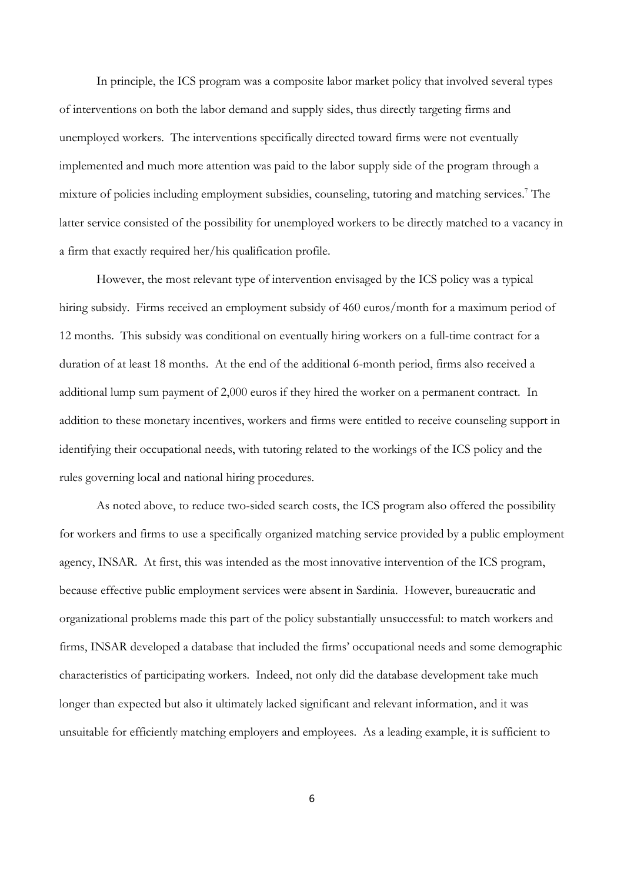In principle, the ICS program was a composite labor market policy that involved several types of interventions on both the labor demand and supply sides, thus directly targeting firms and unemployed workers. The interventions specifically directed toward firms were not eventually implemented and much more attention was paid to the labor supply side of the program through a mixture of policies including employment subsidies, counseling, tutoring and matching services.[7] The latter service consisted of the possibility for unemployed workers to be directly matched to a vacancy in a firm that exactly required her/his qualification profile.

However, the most relevant type of intervention envisaged by the ICS policy was a typical hiring subsidy. Firms received an employment subsidy of 460 euros/month for a maximum period of 12 months. This subsidy was conditional on eventually hiring workers on a full-time contract for a duration of at least 18 months. At the end of the additional 6-month period, firms also received a additional lump sum payment of 2,000 euros if they hired the worker on a permanent contract. In addition to these monetary incentives, workers and firms were entitled to receive counseling support in identifying their occupational needs, with tutoring related to the workings of the ICS policy and the rules governing local and national hiring procedures.

As noted above, to reduce two-sided search costs, the ICS program also offered the possibility for workers and firms to use a specifically organized matching service provided by a public employment agency, INSAR. At first, this was intended as the most innovative intervention of the ICS program, because effective public employment services were absent in Sardinia. However, bureaucratic and organizational problems made this part of the policy substantially unsuccessful: to match workers and firms, INSAR developed a database that included the firms' occupational needs and some demographic characteristics of participating workers. Indeed, not only did the database development take much longer than expected but also it ultimately lacked significant and relevant information, and it was unsuitable for efficiently matching employers and employees. As a leading example, it is sufficient to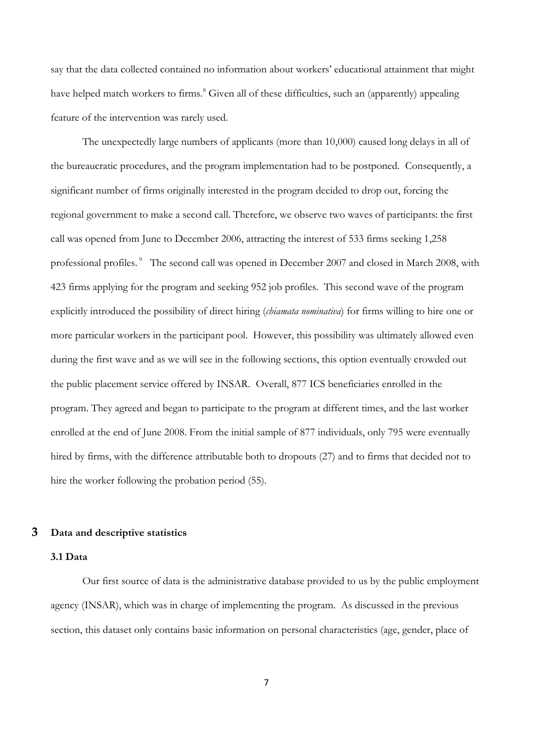say that the data collected contained no information about workers' educational attainment that might have helped match workers to firms.[8] Given all of these difficulties, such an (apparently) appealing feature of the intervention was rarely used.

The unexpectedly large numbers of applicants (more than 10,000) caused long delays in all of the bureaucratic procedures, and the program implementation had to be postponed. Consequently, a significant number of firms originally interested in the program decided to drop out, forcing the regional government to make a second call. Therefore, we observe two waves of participants: the first call was opened from June to December 2006, attracting the interest of 533 firms seeking 1,258 professional profiles.[9] The second call was opened in December 2007 and closed in March 2008, with 423 firms applying for the program and seeking 952 job profiles. This second wave of the program explicitly introduced the possibility of direct hiring (*chiamata nominativa*) for firms willing to hire one or more particular workers in the participant pool. However, this possibility was ultimately allowed even during the first wave and as we will see in the following sections, this option eventually crowded out the public placement service offered by INSAR. Overall, 877 ICS beneficiaries enrolled in the program. They agreed and began to participate to the program at different times, and the last worker enrolled at the end of June 2008. From the initial sample of 877 individuals, only 795 were eventually hired by firms, with the difference attributable both to dropouts (27) and to firms that decided not to hire the worker following the probation period (55).

# 3 Data and descriptive statistics

## 3.1 Data

Our first source of data is the administrative database provided to us by the public employment agency (INSAR), which was in charge of implementing the program. As discussed in the previous section, this dataset only contains basic information on personal characteristics (age, gender, place of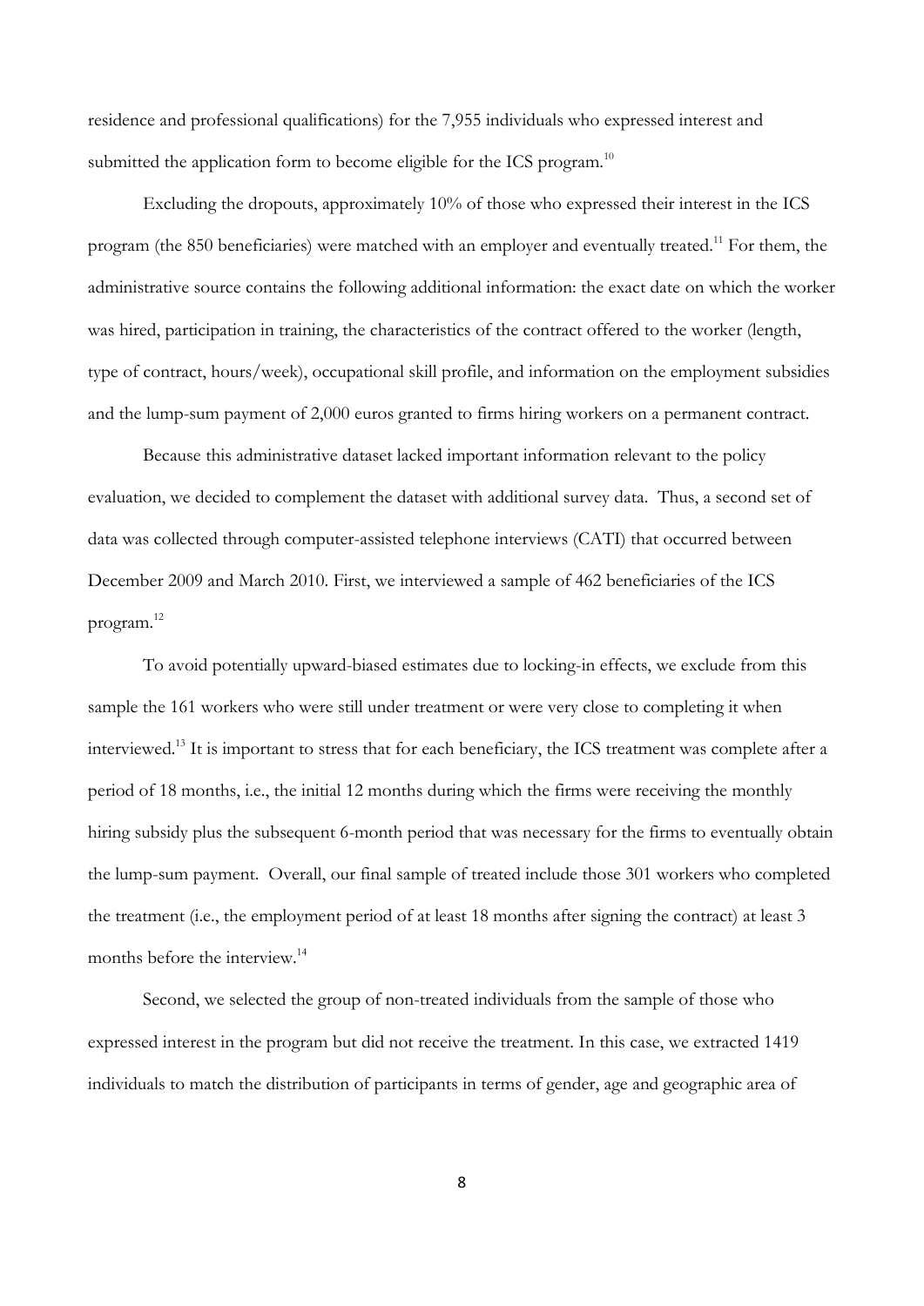residence and professional qualifications) for the 7,955 individuals who expressed interest and submitted the application form to become eligible for the ICS program.[10]

Excluding the dropouts, approximately 10% of those who expressed their interest in the ICS program (the 850 beneficiaries) were matched with an employer and eventually treated.[11] For them, the administrative source contains the following additional information: the exact date on which the worker was hired, participation in training, the characteristics of the contract offered to the worker (length, type of contract, hours/week), occupational skill profile, and information on the employment subsidies and the lump-sum payment of 2,000 euros granted to firms hiring workers on a permanent contract.

Because this administrative dataset lacked important information relevant to the policy evaluation, we decided to complement the dataset with additional survey data. Thus, a second set of data was collected through computer-assisted telephone interviews (CATI) that occurred between December 2009 and March 2010. First, we interviewed a sample of 462 beneficiaries of the ICS program.[12]

To avoid potentially upward-biased estimates due to locking-in effects, we exclude from this sample the 161 workers who were still under treatment or were very close to completing it when interviewed.[13] It is important to stress that for each beneficiary, the ICS treatment was complete after a period of 18 months, i.e., the initial 12 months during which the firms were receiving the monthly hiring subsidy plus the subsequent 6-month period that was necessary for the firms to eventually obtain the lump-sum payment. Overall, our final sample of treated include those 301 workers who completed the treatment (i.e., the employment period of at least 18 months after signing the contract) at least 3 months before the interview.[14]

Second, we selected the group of non-treated individuals from the sample of those who expressed interest in the program but did not receive the treatment. In this case, we extracted 1419 individuals to match the distribution of participants in terms of gender, age and geographic area of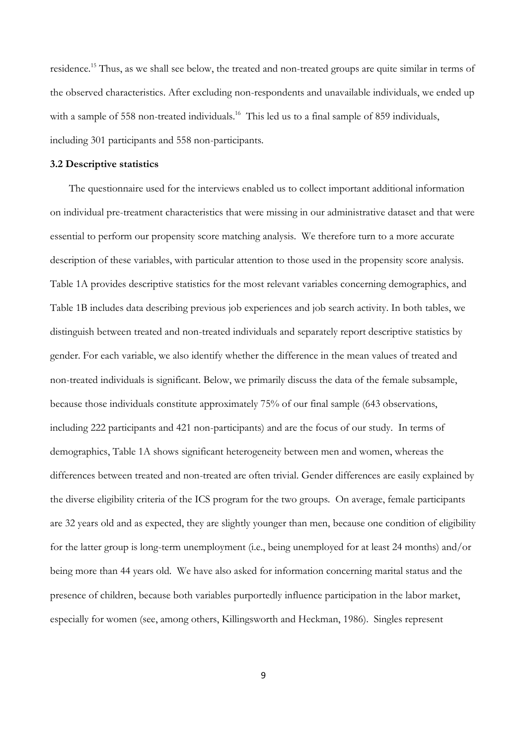residence.[15] Thus, as we shall see below, the treated and non-treated groups are quite similar in terms of the observed characteristics. After excluding non-respondents and unavailable individuals, we ended up with a sample of 558 non-treated individuals.[16] This led us to a final sample of 859 individuals, including 301 participants and 558 non-participants.

### 3.2 Descriptive statistics

The questionnaire used for the interviews enabled us to collect important additional information on individual pre-treatment characteristics that were missing in our administrative dataset and that were essential to perform our propensity score matching analysis. We therefore turn to a more accurate description of these variables, with particular attention to those used in the propensity score analysis. Table 1A provides descriptive statistics for the most relevant variables concerning demographics, and Table 1B includes data describing previous job experiences and job search activity. In both tables, we distinguish between treated and non-treated individuals and separately report descriptive statistics by gender. For each variable, we also identify whether the difference in the mean values of treated and non-treated individuals is significant. Below, we primarily discuss the data of the female subsample, because those individuals constitute approximately 75% of our final sample (643 observations, including 222 participants and 421 non-participants) and are the focus of our study. In terms of demographics, Table 1A shows significant heterogeneity between men and women, whereas the differences between treated and non-treated are often trivial. Gender differences are easily explained by the diverse eligibility criteria of the ICS program for the two groups. On average, female participants are 32 years old and as expected, they are slightly younger than men, because one condition of eligibility for the latter group is long-term unemployment (i.e., being unemployed for at least 24 months) and/or being more than 44 years old. We have also asked for information concerning marital status and the presence of children, because both variables purportedly influence participation in the labor market, especially for women (see, among others, Killingsworth and Heckman, 1986). Singles represent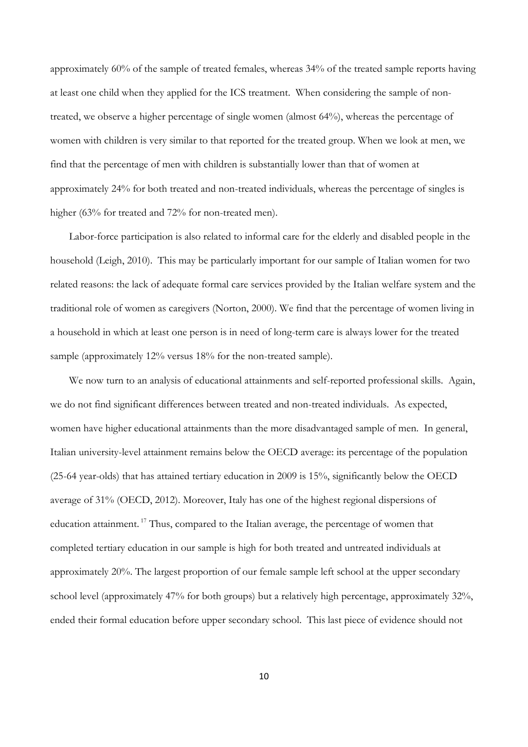approximately 60% of the sample of treated females, whereas 34% of the treated sample reports having at least one child when they applied for the ICS treatment. When considering the sample of non-treated, we observe a higher percentage of single women (almost 64%), whereas the percentage of women with children is very similar to that reported for the treated group. When we look at men, we find that the percentage of men with children is substantially lower than that of women at approximately 24% for both treated and non-treated individuals, whereas the percentage of singles is higher (63% for treated and 72% for non-treated men).

Labor-force participation is also related to informal care for the elderly and disabled people in the household (Leigh, 2010). This may be particularly important for our sample of Italian women for two related reasons: the lack of adequate formal care services provided by the Italian welfare system and the traditional role of women as caregivers (Norton, 2000). We find that the percentage of women living in a household in which at least one person is in need of long-term care is always lower for the treated sample (approximately 12% versus 18% for the non-treated sample).

We now turn to an analysis of educational attainments and self-reported professional skills. Again, we do not find significant differences between treated and non-treated individuals. As expected, women have higher educational attainments than the more disadvantaged sample of men. In general, Italian university-level attainment remains below the OECD average: its percentage of the population (25-64 year-olds) that has attained tertiary education in 2009 is 15%, significantly below the OECD average of 31% (OECD, 2012). Moreover, Italy has one of the highest regional dispersions of education attainment.[17] Thus, compared to the Italian average, the percentage of women that completed tertiary education in our sample is high for both treated and untreated individuals at approximately 20%. The largest proportion of our female sample left school at the upper secondary school level (approximately 47% for both groups) but a relatively high percentage, approximately 32%, ended their formal education before upper secondary school. This last piece of evidence should not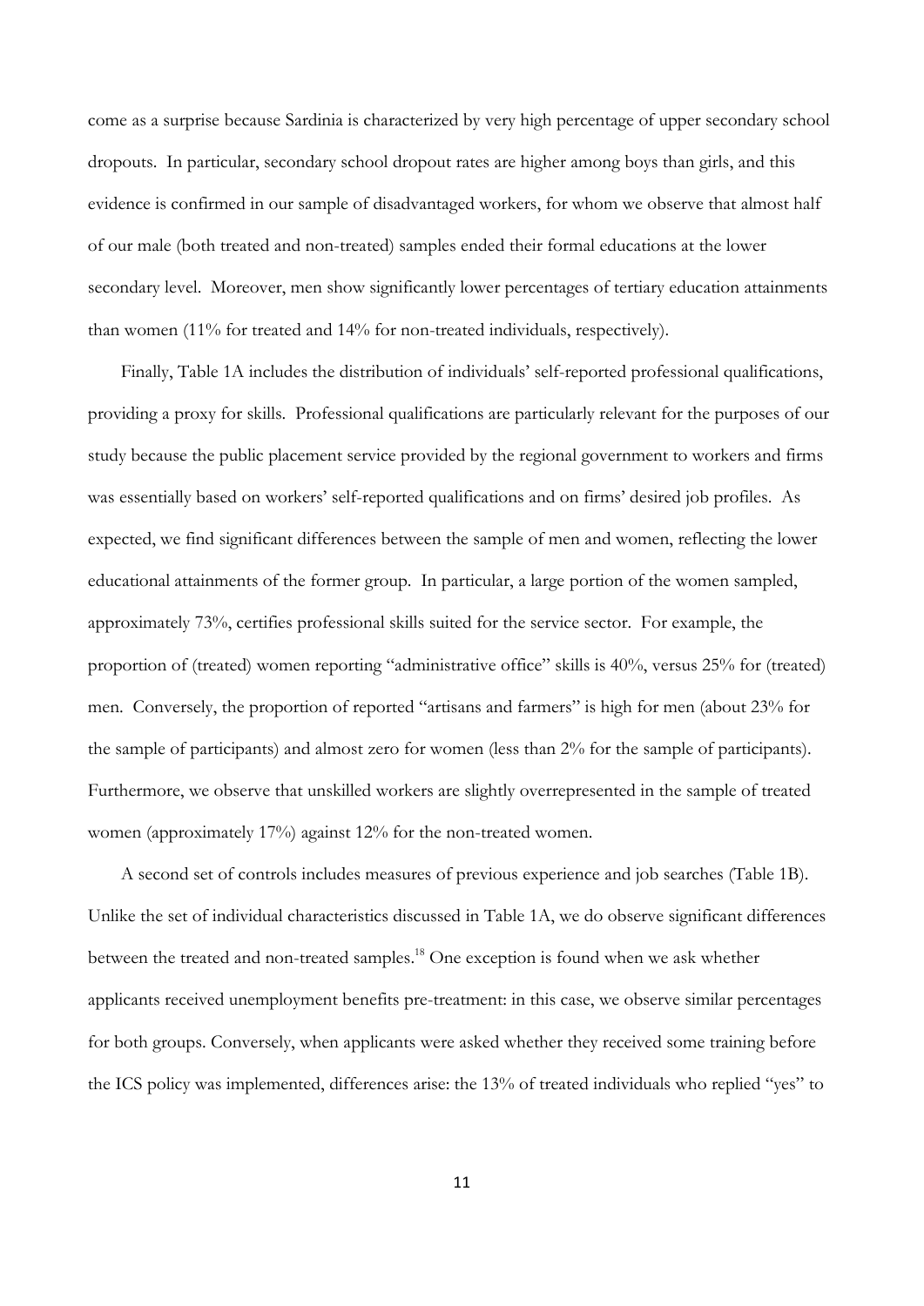come as a surprise because Sardinia is characterized by very high percentage of upper secondary school dropouts. In particular, secondary school dropout rates are higher among boys than girls, and this evidence is confirmed in our sample of disadvantaged workers, for whom we observe that almost half of our male (both treated and non-treated) samples ended their formal educations at the lower secondary level. Moreover, men show significantly lower percentages of tertiary education attainments than women (11% for treated and 14% for non-treated individuals, respectively).

Finally, Table 1A includes the distribution of individuals' self-reported professional qualifications, providing a proxy for skills. Professional qualifications are particularly relevant for the purposes of our study because the public placement service provided by the regional government to workers and firms was essentially based on workers' self-reported qualifications and on firms' desired job profiles. As expected, we find significant differences between the sample of men and women, reflecting the lower educational attainments of the former group. In particular, a large portion of the women sampled, approximately 73%, certifies professional skills suited for the service sector. For example, the proportion of (treated) women reporting "administrative office" skills is 40%, versus 25% for (treated) men. Conversely, the proportion of reported "artisans and farmers" is high for men (about 23% for the sample of participants) and almost zero for women (less than 2% for the sample of participants). Furthermore, we observe that unskilled workers are slightly overrepresented in the sample of treated women (approximately 17%) against 12% for the non-treated women.

A second set of controls includes measures of previous experience and job searches (Table 1B). Unlike the set of individual characteristics discussed in Table 1A, we do observe significant differences between the treated and non-treated samples.[18] One exception is found when we ask whether applicants received unemployment benefits pre-treatment: in this case, we observe similar percentages for both groups. Conversely, when applicants were asked whether they received some training before the ICS policy was implemented, differences arise: the 13% of treated individuals who replied "yes" to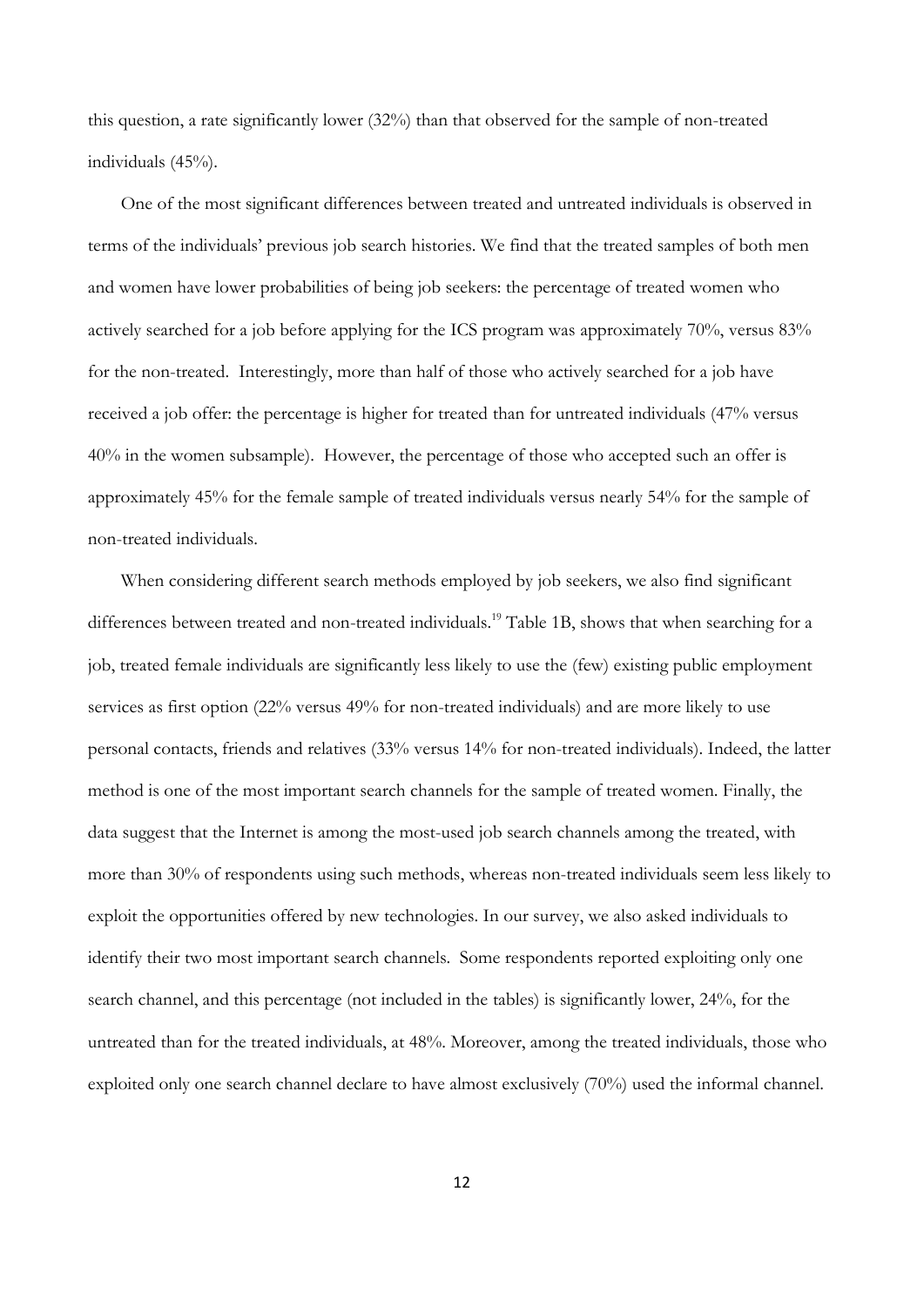this question, a rate significantly lower (32%) than that observed for the sample of non-treated individuals (45%).

One of the most significant differences between treated and untreated individuals is observed in terms of the individuals' previous job search histories. We find that the treated samples of both men and women have lower probabilities of being job seekers: the percentage of treated women who actively searched for a job before applying for the ICS program was approximately 70%, versus 83% for the non-treated. Interestingly, more than half of those who actively searched for a job have received a job offer: the percentage is higher for treated than for untreated individuals (47% versus 40% in the women subsample). However, the percentage of those who accepted such an offer is approximately 45% for the female sample of treated individuals versus nearly 54% for the sample of non-treated individuals.

When considering different search methods employed by job seekers, we also find significant differences between treated and non-treated individuals.[19] Table 1B, shows that when searching for a job, treated female individuals are significantly less likely to use the (few) existing public employment services as first option (22% versus 49% for non-treated individuals) and are more likely to use personal contacts, friends and relatives (33% versus 14% for non-treated individuals). Indeed, the latter method is one of the most important search channels for the sample of treated women. Finally, the data suggest that the Internet is among the most-used job search channels among the treated, with more than 30% of respondents using such methods, whereas non-treated individuals seem less likely to exploit the opportunities offered by new technologies. In our survey, we also asked individuals to identify their two most important search channels. Some respondents reported exploiting only one search channel, and this percentage (not included in the tables) is significantly lower, 24%, for the untreated than for the treated individuals, at 48%. Moreover, among the treated individuals, those who exploited only one search channel declare to have almost exclusively (70%) used the informal channel.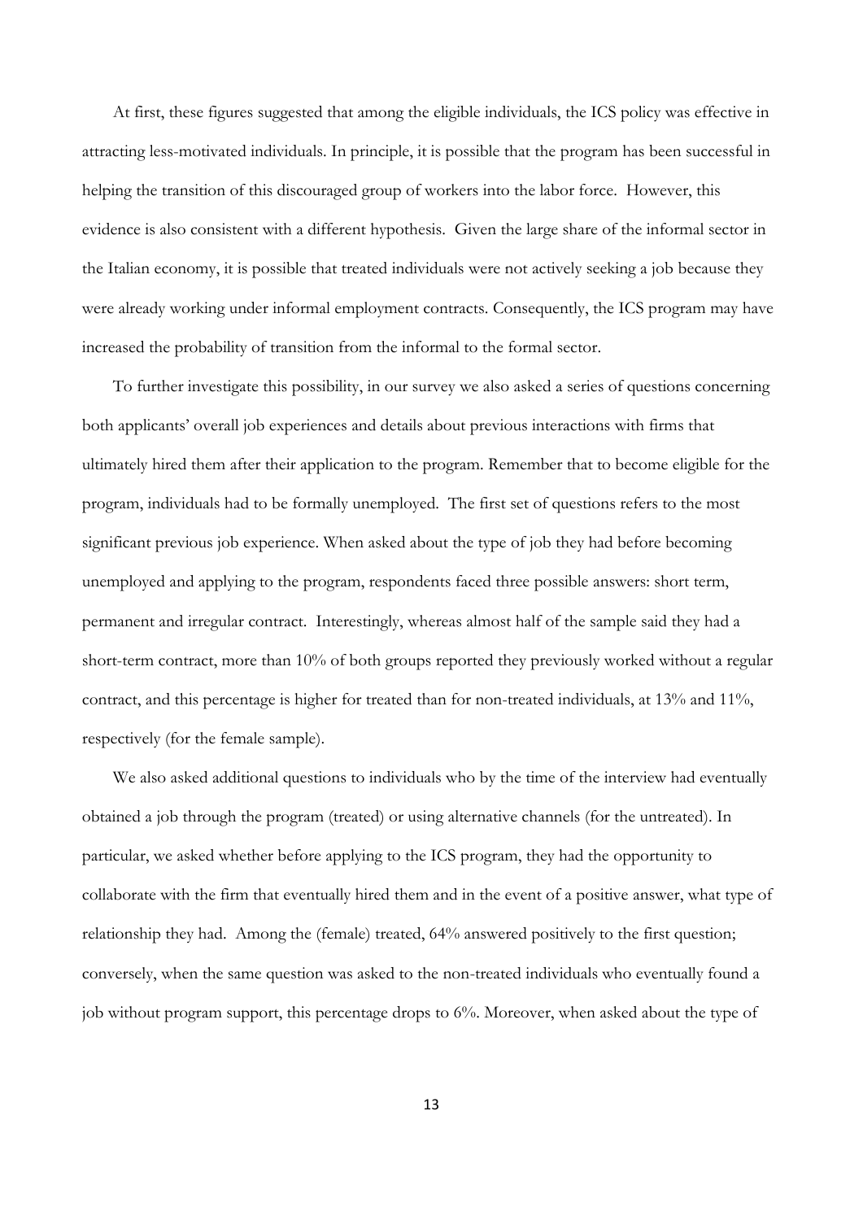At first, these figures suggested that among the eligible individuals, the ICS policy was effective in attracting less-motivated individuals. In principle, it is possible that the program has been successful in helping the transition of this discouraged group of workers into the labor force. However, this evidence is also consistent with a different hypothesis. Given the large share of the informal sector in the Italian economy, it is possible that treated individuals were not actively seeking a job because they were already working under informal employment contracts. Consequently, the ICS program may have increased the probability of transition from the informal to the formal sector.

To further investigate this possibility, in our survey we also asked a series of questions concerning both applicants' overall job experiences and details about previous interactions with firms that ultimately hired them after their application to the program. Remember that to become eligible for the program, individuals had to be formally unemployed. The first set of questions refers to the most significant previous job experience. When asked about the type of job they had before becoming unemployed and applying to the program, respondents faced three possible answers: short term, permanent and irregular contract. Interestingly, whereas almost half of the sample said they had a short-term contract, more than 10% of both groups reported they previously worked without a regular contract, and this percentage is higher for treated than for non-treated individuals, at 13% and 11%, respectively (for the female sample).

We also asked additional questions to individuals who by the time of the interview had eventually obtained a job through the program (treated) or using alternative channels (for the untreated). In particular, we asked whether before applying to the ICS program, they had the opportunity to collaborate with the firm that eventually hired them and in the event of a positive answer, what type of relationship they had. Among the (female) treated, 64% answered positively to the first question; conversely, when the same question was asked to the non-treated individuals who eventually found a job without program support, this percentage drops to 6%. Moreover, when asked about the type of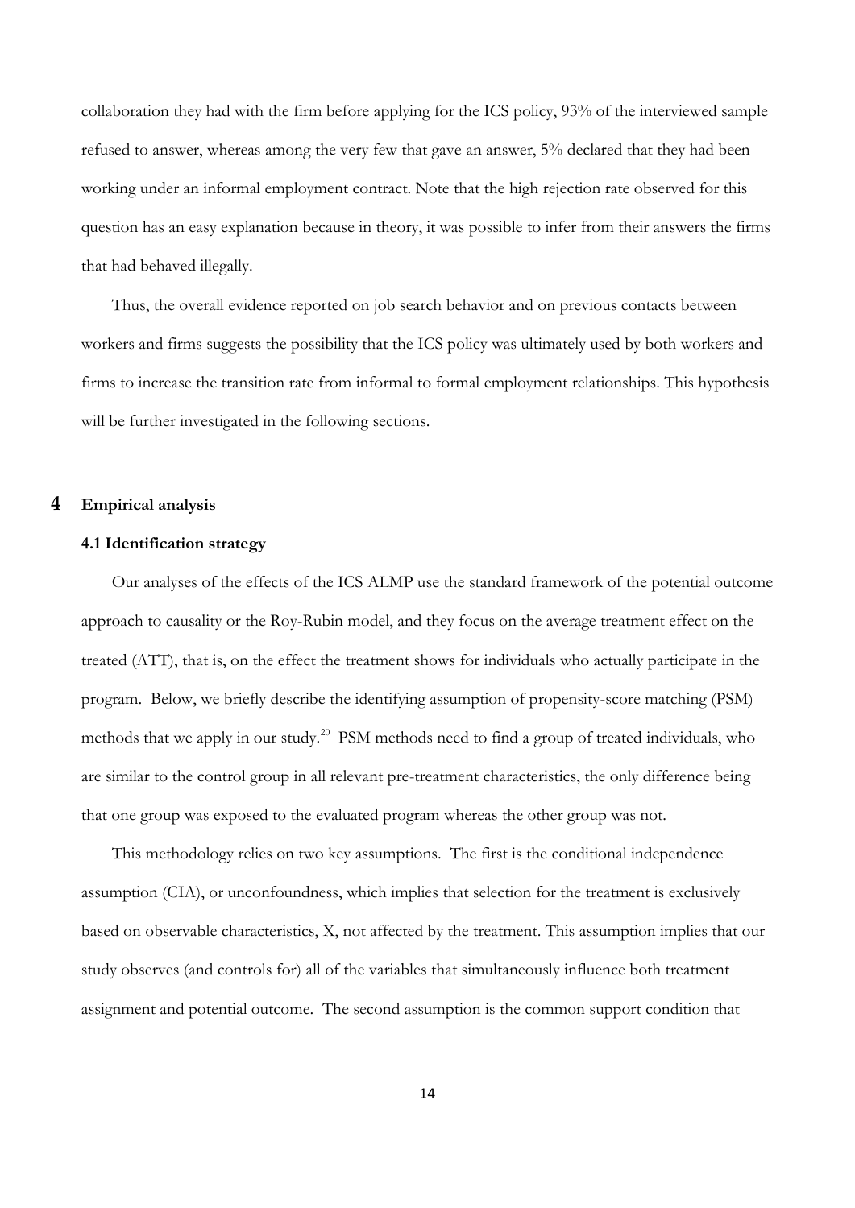collaboration they had with the firm before applying for the ICS policy, 93% of the interviewed sample refused to answer, whereas among the very few that gave an answer, 5% declared that they had been working under an informal employment contract. Note that the high rejection rate observed for this question has an easy explanation because in theory, it was possible to infer from their answers the firms that had behaved illegally.

Thus, the overall evidence reported on job search behavior and on previous contacts between workers and firms suggests the possibility that the ICS policy was ultimately used by both workers and firms to increase the transition rate from informal to formal employment relationships. This hypothesis will be further investigated in the following sections.

## 4 Empirical analysis

### 4.1 Identification strategy

Our analyses of the effects of the ICS ALMP use the standard framework of the potential outcome approach to causality or the Roy-Rubin model, and they focus on the average treatment effect on the treated (ATT), that is, on the effect the treatment shows for individuals who actually participate in the program. Below, we briefly describe the identifying assumption of propensity-score matching (PSM) methods that we apply in our study.[20] PSM methods need to find a group of treated individuals, who are similar to the control group in all relevant pre-treatment characteristics, the only difference being that one group was exposed to the evaluated program whereas the other group was not.

This methodology relies on two key assumptions. The first is the conditional independence assumption (CIA), or unconfoundness, which implies that selection for the treatment is exclusively based on observable characteristics, X, not affected by the treatment. This assumption implies that our study observes (and controls for) all of the variables that simultaneously influence both treatment assignment and potential outcome. The second assumption is the common support condition that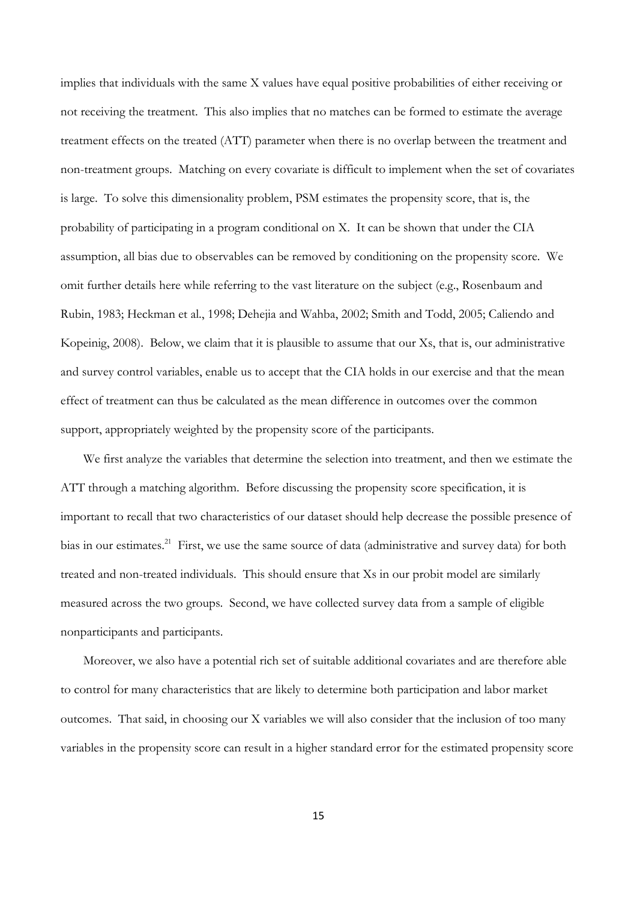implies that individuals with the same X values have equal positive probabilities of either receiving or not receiving the treatment. This also implies that no matches can be formed to estimate the average treatment effects on the treated (ATT) parameter when there is no overlap between the treatment and non-treatment groups. Matching on every covariate is difficult to implement when the set of covariates is large. To solve this dimensionality problem, PSM estimates the propensity score, that is, the probability of participating in a program conditional on X. It can be shown that under the CIA assumption, all bias due to observables can be removed by conditioning on the propensity score. We omit further details here while referring to the vast literature on the subject (e.g., Rosenbaum and Rubin, 1983; Heckman et al., 1998; Dehejia and Wahba, 2002; Smith and Todd, 2005; Caliendo and Kopeinig, 2008). Below, we claim that it is plausible to assume that our Xs, that is, our administrative and survey control variables, enable us to accept that the CIA holds in our exercise and that the mean effect of treatment can thus be calculated as the mean difference in outcomes over the common support, appropriately weighted by the propensity score of the participants.

We first analyze the variables that determine the selection into treatment, and then we estimate the ATT through a matching algorithm. Before discussing the propensity score specification, it is important to recall that two characteristics of our dataset should help decrease the possible presence of bias in our estimates.[21] First, we use the same source of data (administrative and survey data) for both treated and non-treated individuals. This should ensure that Xs in our probit model are similarly measured across the two groups. Second, we have collected survey data from a sample of eligible nonparticipants and participants.

Moreover, we also have a potential rich set of suitable additional covariates and are therefore able to control for many characteristics that are likely to determine both participation and labor market outcomes. That said, in choosing our X variables we will also consider that the inclusion of too many variables in the propensity score can result in a higher standard error for the estimated propensity score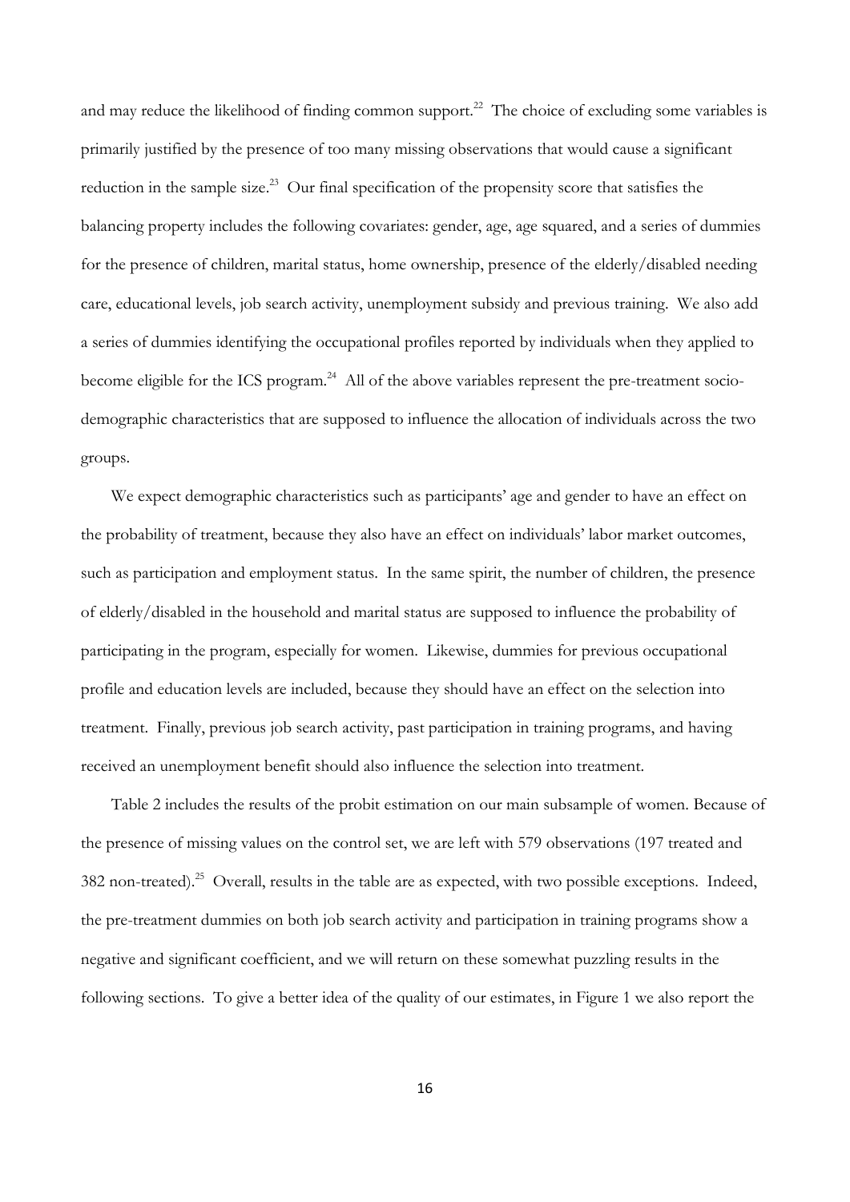and may reduce the likelihood of finding common support.[22] The choice of excluding some variables is primarily justified by the presence of too many missing observations that would cause a significant reduction in the sample size.[23] Our final specification of the propensity score that satisfies the balancing property includes the following covariates: gender, age, age squared, and a series of dummies for the presence of children, marital status, home ownership, presence of the elderly/disabled needing care, educational levels, job search activity, unemployment subsidy and previous training. We also add a series of dummies identifying the occupational profiles reported by individuals when they applied to become eligible for the ICS program.[24] All of the above variables represent the pre-treatment socio-demographic characteristics that are supposed to influence the allocation of individuals across the two groups.

We expect demographic characteristics such as participants' age and gender to have an effect on the probability of treatment, because they also have an effect on individuals' labor market outcomes, such as participation and employment status. In the same spirit, the number of children, the presence of elderly/disabled in the household and marital status are supposed to influence the probability of participating in the program, especially for women. Likewise, dummies for previous occupational profile and education levels are included, because they should have an effect on the selection into treatment. Finally, previous job search activity, past participation in training programs, and having received an unemployment benefit should also influence the selection into treatment.

Table 2 includes the results of the probit estimation on our main subsample of women. Because of the presence of missing values on the control set, we are left with 579 observations (197 treated and 382 non-treated).[25] Overall, results in the table are as expected, with two possible exceptions. Indeed, the pre-treatment dummies on both job search activity and participation in training programs show a negative and significant coefficient, and we will return on these somewhat puzzling results in the following sections. To give a better idea of the quality of our estimates, in Figure 1 we also report the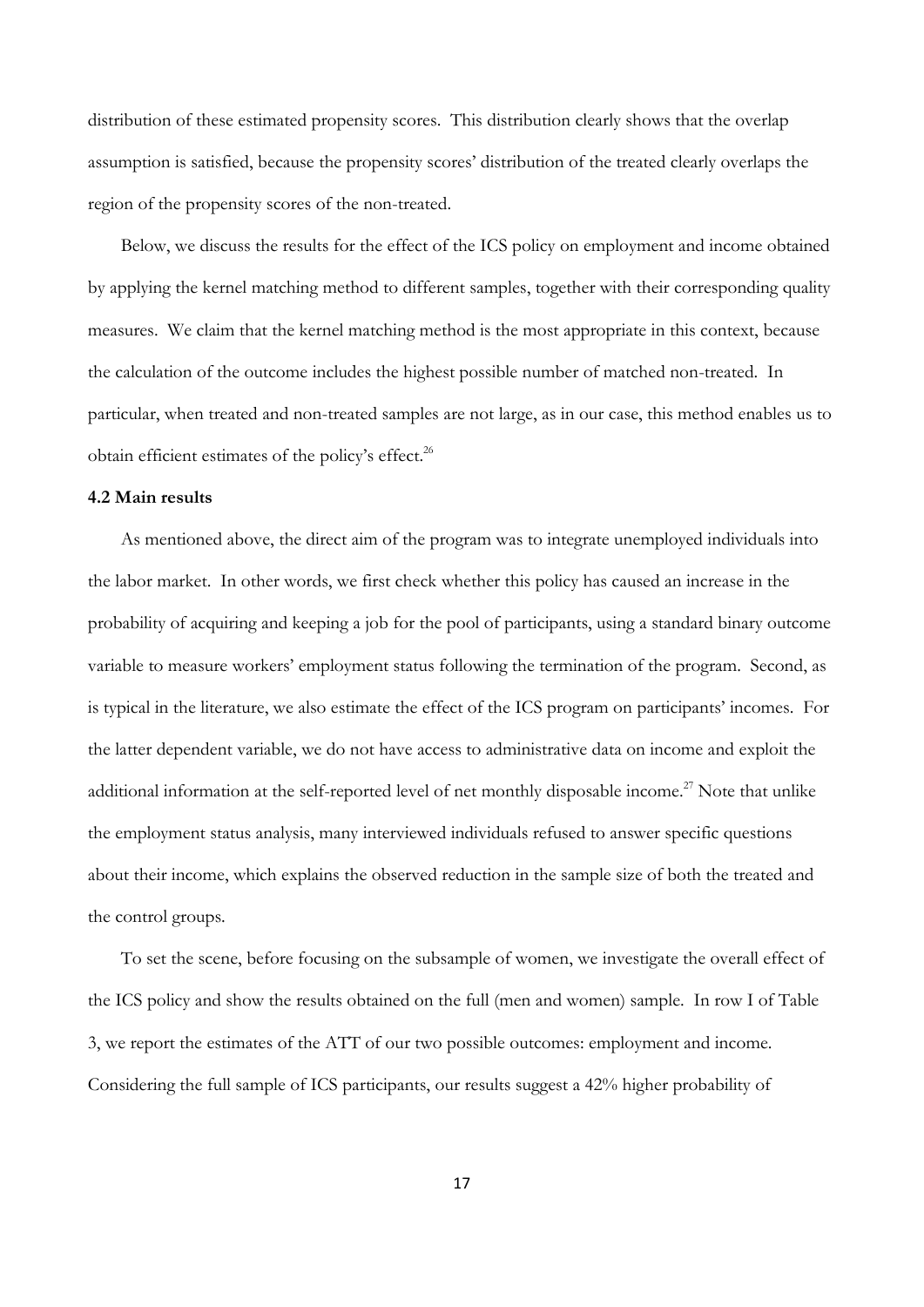distribution of these estimated propensity scores. This distribution clearly shows that the overlap assumption is satisfied, because the propensity scores' distribution of the treated clearly overlaps the region of the propensity scores of the non-treated.

Below, we discuss the results for the effect of the ICS policy on employment and income obtained by applying the kernel matching method to different samples, together with their corresponding quality measures. We claim that the kernel matching method is the most appropriate in this context, because the calculation of the outcome includes the highest possible number of matched non-treated. In particular, when treated and non-treated samples are not large, as in our case, this method enables us to obtain efficient estimates of the policy's effect.[26]

### 4.2 Main results

As mentioned above, the direct aim of the program was to integrate unemployed individuals into the labor market. In other words, we first check whether this policy has caused an increase in the probability of acquiring and keeping a job for the pool of participants, using a standard binary outcome variable to measure workers' employment status following the termination of the program. Second, as is typical in the literature, we also estimate the effect of the ICS program on participants' incomes. For the latter dependent variable, we do not have access to administrative data on income and exploit the additional information at the self-reported level of net monthly disposable income.[27] Note that unlike the employment status analysis, many interviewed individuals refused to answer specific questions about their income, which explains the observed reduction in the sample size of both the treated and the control groups.

To set the scene, before focusing on the subsample of women, we investigate the overall effect of the ICS policy and show the results obtained on the full (men and women) sample. In row I of Table 3, we report the estimates of the ATT of our two possible outcomes: employment and income. Considering the full sample of ICS participants, our results suggest a 42% higher probability of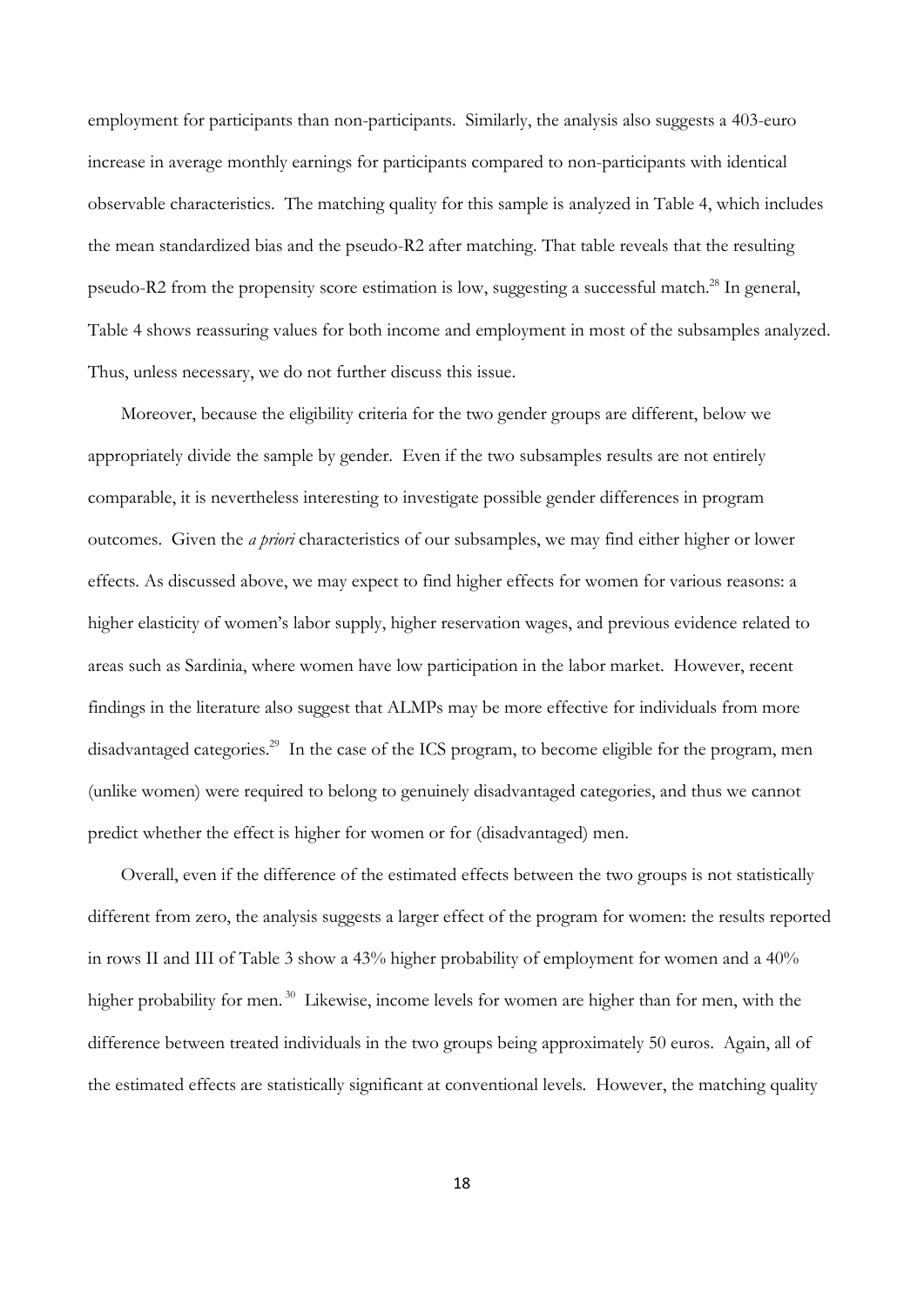employment for participants than non-participants. Similarly, the analysis also suggests a 403-euro increase in average monthly earnings for participants compared to non-participants with identical observable characteristics. The matching quality for this sample is analyzed in Table 4, which includes the mean standardized bias and the pseudo-R2 after matching. That table reveals that the resulting pseudo-R2 from the propensity score estimation is low, suggesting a successful match.[28] In general, Table 4 shows reassuring values for both income and employment in most of the subsamples analyzed. Thus, unless necessary, we do not further discuss this issue.

Moreover, because the eligibility criteria for the two gender groups are different, below we appropriately divide the sample by gender. Even if the two subsamples results are not entirely comparable, it is nevertheless interesting to investigate possible gender differences in program outcomes. Given the *a priori* characteristics of our subsamples, we may find either higher or lower effects. As discussed above, we may expect to find higher effects for women for various reasons: a higher elasticity of women's labor supply, higher reservation wages, and previous evidence related to areas such as Sardinia, where women have low participation in the labor market. However, recent findings in the literature also suggest that ALMPs may be more effective for individuals from more disadvantaged categories.[29] In the case of the ICS program, to become eligible for the program, men (unlike women) were required to belong to genuinely disadvantaged categories, and thus we cannot predict whether the effect is higher for women or for (disadvantaged) men.

Overall, even if the difference of the estimated effects between the two groups is not statistically different from zero, the analysis suggests a larger effect of the program for women: the results reported in rows II and III of Table 3 show a 43% higher probability of employment for women and a 40% higher probability for men.[30] Likewise, income levels for women are higher than for men, with the difference between treated individuals in the two groups being approximately 50 euros. Again, all of the estimated effects are statistically significant at conventional levels. However, the matching quality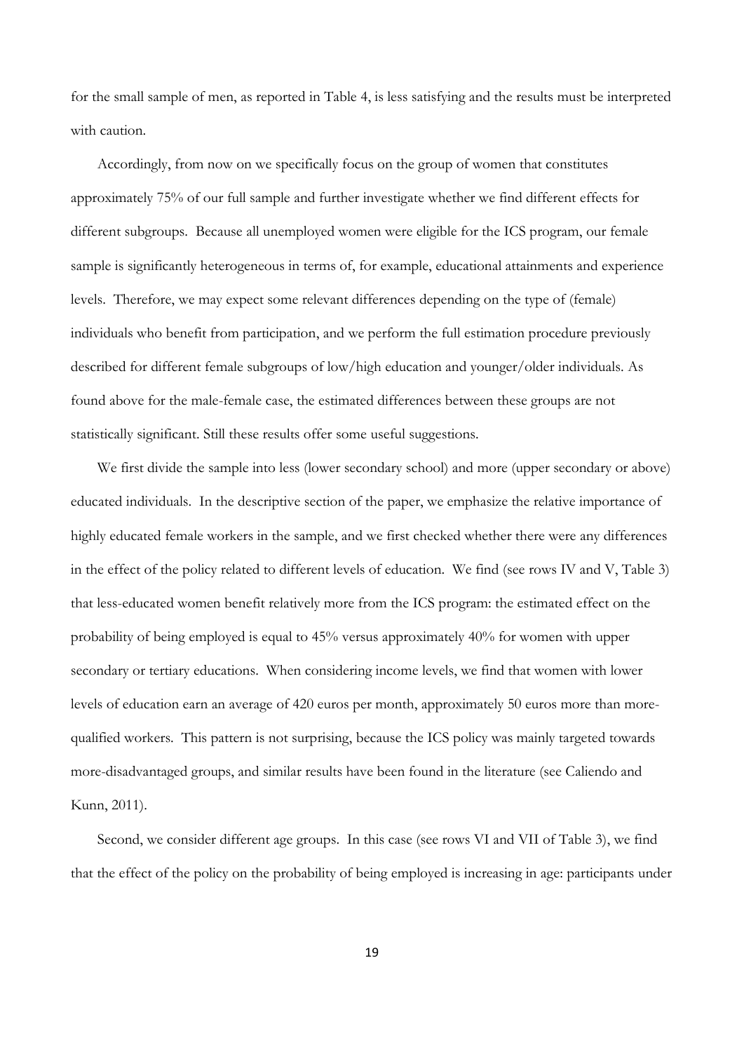for the small sample of men, as reported in Table 4, is less satisfying and the results must be interpreted with caution.

Accordingly, from now on we specifically focus on the group of women that constitutes approximately 75% of our full sample and further investigate whether we find different effects for different subgroups. Because all unemployed women were eligible for the ICS program, our female sample is significantly heterogeneous in terms of, for example, educational attainments and experience levels. Therefore, we may expect some relevant differences depending on the type of (female) individuals who benefit from participation, and we perform the full estimation procedure previously described for different female subgroups of low/high education and younger/older individuals. As found above for the male-female case, the estimated differences between these groups are not statistically significant. Still these results offer some useful suggestions.

We first divide the sample into less (lower secondary school) and more (upper secondary or above) educated individuals. In the descriptive section of the paper, we emphasize the relative importance of highly educated female workers in the sample, and we first checked whether there were any differences in the effect of the policy related to different levels of education. We find (see rows IV and V, Table 3) that less-educated women benefit relatively more from the ICS program: the estimated effect on the probability of being employed is equal to 45% versus approximately 40% for women with upper secondary or tertiary educations. When considering income levels, we find that women with lower levels of education earn an average of 420 euros per month, approximately 50 euros more than more-qualified workers. This pattern is not surprising, because the ICS policy was mainly targeted towards more-disadvantaged groups, and similar results have been found in the literature (see Caliendo and Kunn, 2011).

Second, we consider different age groups. In this case (see rows VI and VII of Table 3), we find that the effect of the policy on the probability of being employed is increasing in age: participants under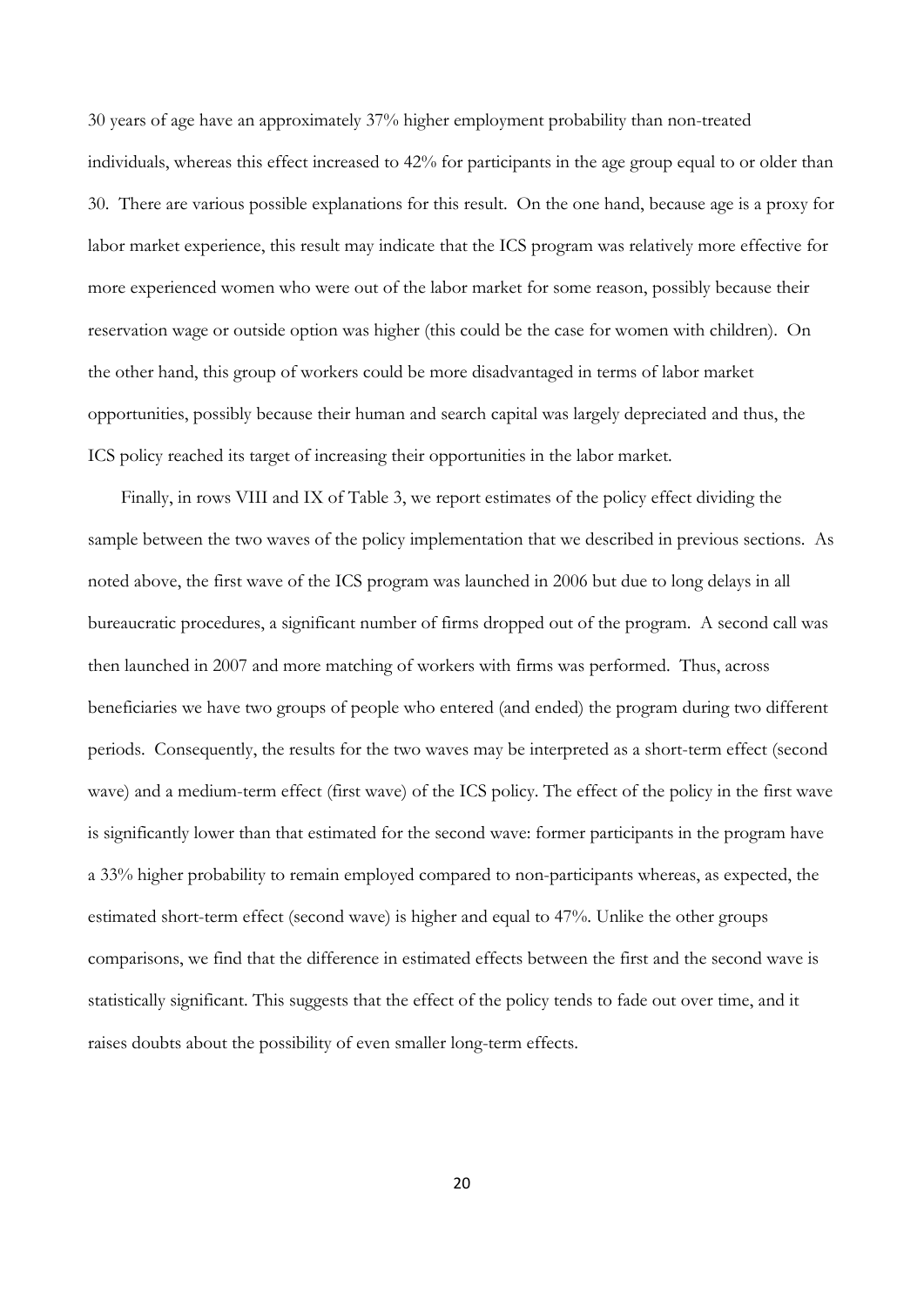30 years of age have an approximately 37% higher employment probability than non-treated individuals, whereas this effect increased to 42% for participants in the age group equal to or older than 30. There are various possible explanations for this result. On the one hand, because age is a proxy for labor market experience, this result may indicate that the ICS program was relatively more effective for more experienced women who were out of the labor market for some reason, possibly because their reservation wage or outside option was higher (this could be the case for women with children). On the other hand, this group of workers could be more disadvantaged in terms of labor market opportunities, possibly because their human and search capital was largely depreciated and thus, the ICS policy reached its target of increasing their opportunities in the labor market.

Finally, in rows VIII and IX of Table 3, we report estimates of the policy effect dividing the sample between the two waves of the policy implementation that we described in previous sections. As noted above, the first wave of the ICS program was launched in 2006 but due to long delays in all bureaucratic procedures, a significant number of firms dropped out of the program. A second call was then launched in 2007 and more matching of workers with firms was performed. Thus, across beneficiaries we have two groups of people who entered (and ended) the program during two different periods. Consequently, the results for the two waves may be interpreted as a short-term effect (second wave) and a medium-term effect (first wave) of the ICS policy. The effect of the policy in the first wave is significantly lower than that estimated for the second wave: former participants in the program have a 33% higher probability to remain employed compared to non-participants whereas, as expected, the estimated short-term effect (second wave) is higher and equal to 47%. Unlike the other groups comparisons, we find that the difference in estimated effects between the first and the second wave is statistically significant. This suggests that the effect of the policy tends to fade out over time, and it raises doubts about the possibility of even smaller long-term effects.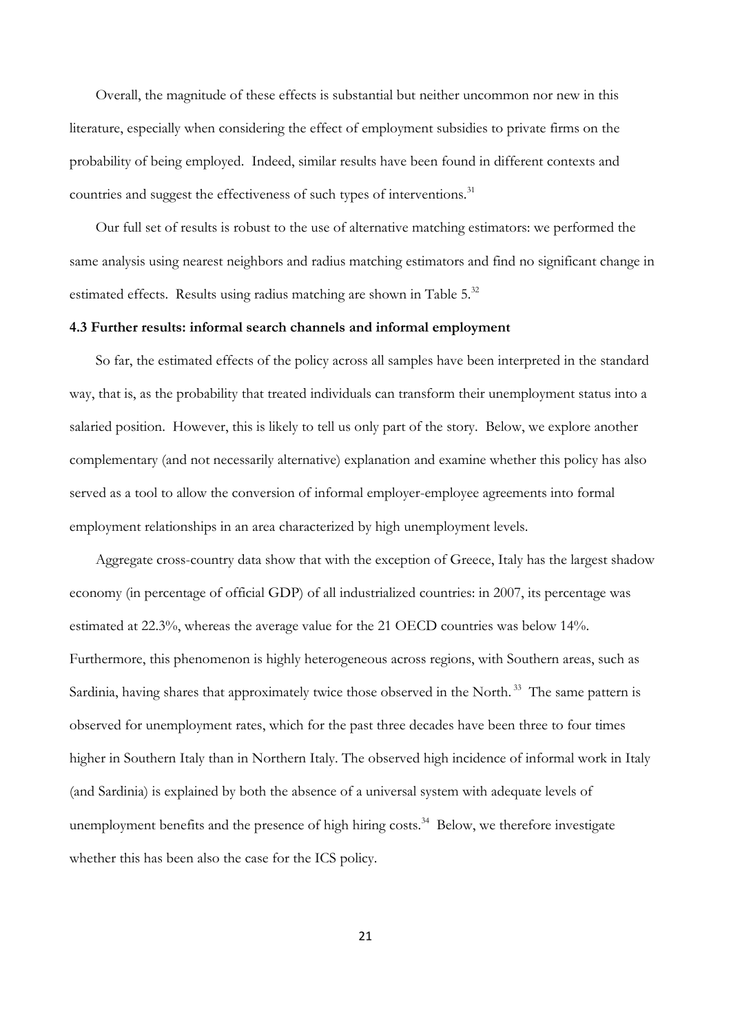Overall, the magnitude of these effects is substantial but neither uncommon nor new in this literature, especially when considering the effect of employment subsidies to private firms on the probability of being employed. Indeed, similar results have been found in different contexts and countries and suggest the effectiveness of such types of interventions.[31]

Our full set of results is robust to the use of alternative matching estimators: we performed the same analysis using nearest neighbors and radius matching estimators and find no significant change in estimated effects. Results using radius matching are shown in Table 5.[32]

### 4.3 Further results: informal search channels and informal employment

So far, the estimated effects of the policy across all samples have been interpreted in the standard way, that is, as the probability that treated individuals can transform their unemployment status into a salaried position. However, this is likely to tell us only part of the story. Below, we explore another complementary (and not necessarily alternative) explanation and examine whether this policy has also served as a tool to allow the conversion of informal employer-employee agreements into formal employment relationships in an area characterized by high unemployment levels.

Aggregate cross-country data show that with the exception of Greece, Italy has the largest shadow economy (in percentage of official GDP) of all industrialized countries: in 2007, its percentage was estimated at 22.3%, whereas the average value for the 21 OECD countries was below 14%. Furthermore, this phenomenon is highly heterogeneous across regions, with Southern areas, such as Sardinia, having shares that approximately twice those observed in the North.[33] The same pattern is observed for unemployment rates, which for the past three decades have been three to four times higher in Southern Italy than in Northern Italy. The observed high incidence of informal work in Italy (and Sardinia) is explained by both the absence of a universal system with adequate levels of unemployment benefits and the presence of high hiring costs.[34] Below, we therefore investigate whether this has been also the case for the ICS policy.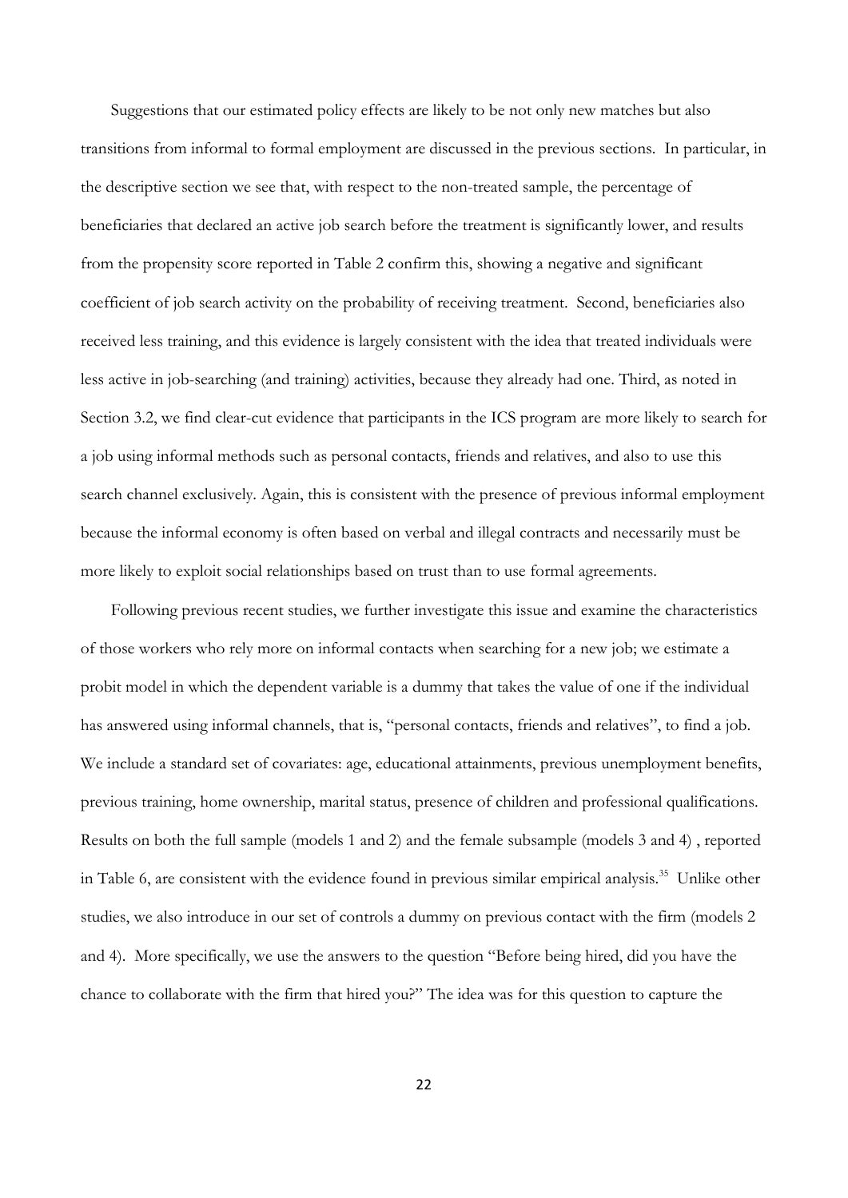Suggestions that our estimated policy effects are likely to be not only new matches but also transitions from informal to formal employment are discussed in the previous sections. In particular, in the descriptive section we see that, with respect to the non-treated sample, the percentage of beneficiaries that declared an active job search before the treatment is significantly lower, and results from the propensity score reported in Table 2 confirm this, showing a negative and significant coefficient of job search activity on the probability of receiving treatment. Second, beneficiaries also received less training, and this evidence is largely consistent with the idea that treated individuals were less active in job-searching (and training) activities, because they already had one. Third, as noted in Section 3.2, we find clear-cut evidence that participants in the ICS program are more likely to search for a job using informal methods such as personal contacts, friends and relatives, and also to use this search channel exclusively. Again, this is consistent with the presence of previous informal employment because the informal economy is often based on verbal and illegal contracts and necessarily must be more likely to exploit social relationships based on trust than to use formal agreements.

Following previous recent studies, we further investigate this issue and examine the characteristics of those workers who rely more on informal contacts when searching for a new job; we estimate a probit model in which the dependent variable is a dummy that takes the value of one if the individual has answered using informal channels, that is, "personal contacts, friends and relatives", to find a job. We include a standard set of covariates: age, educational attainments, previous unemployment benefits, previous training, home ownership, marital status, presence of children and professional qualifications. Results on both the full sample (models 1 and 2) and the female subsample (models 3 and 4) , reported in Table 6, are consistent with the evidence found in previous similar empirical analysis.[35] Unlike other studies, we also introduce in our set of controls a dummy on previous contact with the firm (models 2 and 4). More specifically, we use the answers to the question "Before being hired, did you have the chance to collaborate with the firm that hired you?" The idea was for this question to capture the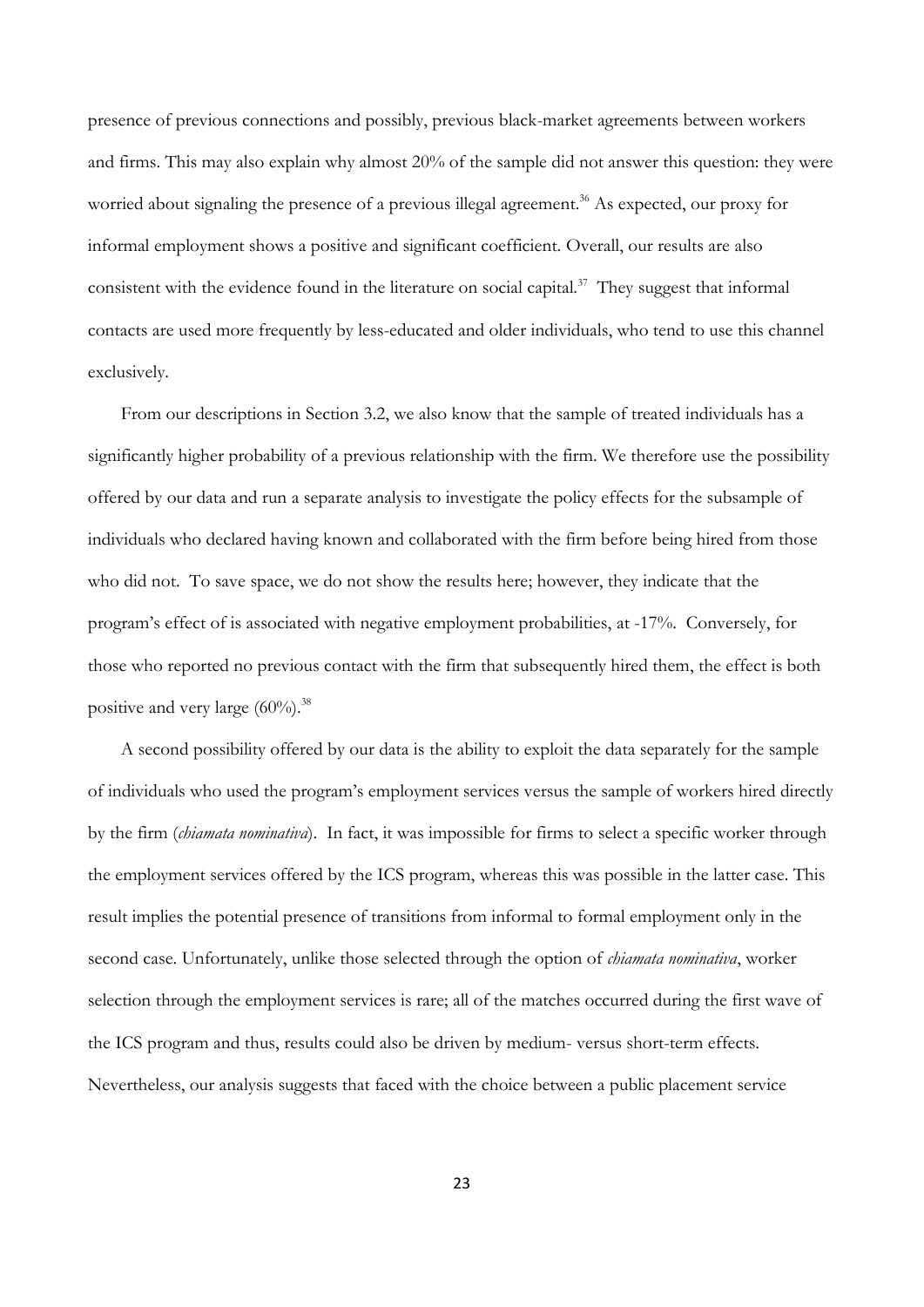presence of previous connections and possibly, previous black-market agreements between workers and firms. This may also explain why almost 20% of the sample did not answer this question: they were worried about signaling the presence of a previous illegal agreement.[36] As expected, our proxy for informal employment shows a positive and significant coefficient. Overall, our results are also consistent with the evidence found in the literature on social capital.[37] They suggest that informal contacts are used more frequently by less-educated and older individuals, who tend to use this channel exclusively.

From our descriptions in Section 3.2, we also know that the sample of treated individuals has a significantly higher probability of a previous relationship with the firm. We therefore use the possibility offered by our data and run a separate analysis to investigate the policy effects for the subsample of individuals who declared having known and collaborated with the firm before being hired from those who did not. To save space, we do not show the results here; however, they indicate that the program's effect of is associated with negative employment probabilities, at -17%. Conversely, for those who reported no previous contact with the firm that subsequently hired them, the effect is both positive and very large (60%).[38]

A second possibility offered by our data is the ability to exploit the data separately for the sample of individuals who used the program's employment services versus the sample of workers hired directly by the firm (*chiamata nominativa*). In fact, it was impossible for firms to select a specific worker through the employment services offered by the ICS program, whereas this was possible in the latter case. This result implies the potential presence of transitions from informal to formal employment only in the second case. Unfortunately, unlike those selected through the option of *chiamata nominativa*, worker selection through the employment services is rare; all of the matches occurred during the first wave of the ICS program and thus, results could also be driven by medium- versus short-term effects. Nevertheless, our analysis suggests that faced with the choice between a public placement service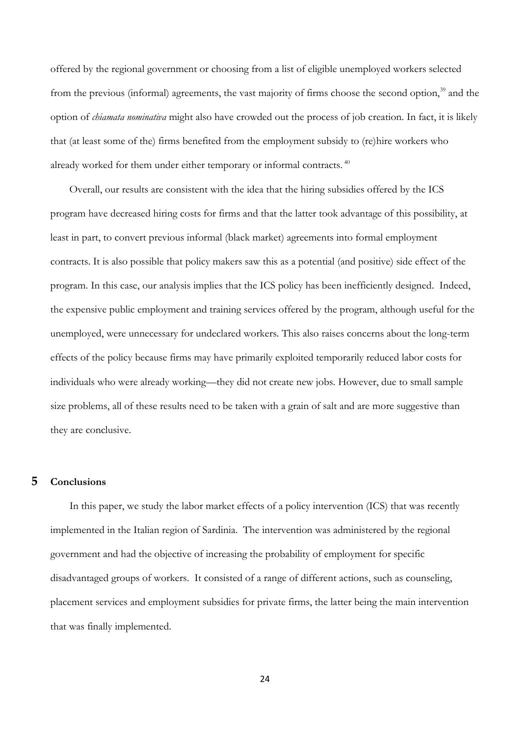offered by the regional government or choosing from a list of eligible unemployed workers selected from the previous (informal) agreements, the vast majority of firms choose the second option,[39] and the option of *chiamata nominativa* might also have crowded out the process of job creation. In fact, it is likely that (at least some of the) firms benefited from the employment subsidy to (re)hire workers who already worked for them under either temporary or informal contracts.[40]

Overall, our results are consistent with the idea that the hiring subsidies offered by the ICS program have decreased hiring costs for firms and that the latter took advantage of this possibility, at least in part, to convert previous informal (black market) agreements into formal employment contracts. It is also possible that policy makers saw this as a potential (and positive) side effect of the program. In this case, our analysis implies that the ICS policy has been inefficiently designed. Indeed, the expensive public employment and training services offered by the program, although useful for the unemployed, were unnecessary for undeclared workers. This also raises concerns about the long-term effects of the policy because firms may have primarily exploited temporarily reduced labor costs for individuals who were already working—they did not create new jobs. However, due to small sample size problems, all of these results need to be taken with a grain of salt and are more suggestive than they are conclusive.

## 5 Conclusions

In this paper, we study the labor market effects of a policy intervention (ICS) that was recently implemented in the Italian region of Sardinia. The intervention was administered by the regional government and had the objective of increasing the probability of employment for specific disadvantaged groups of workers. It consisted of a range of different actions, such as counseling, placement services and employment subsidies for private firms, the latter being the main intervention that was finally implemented.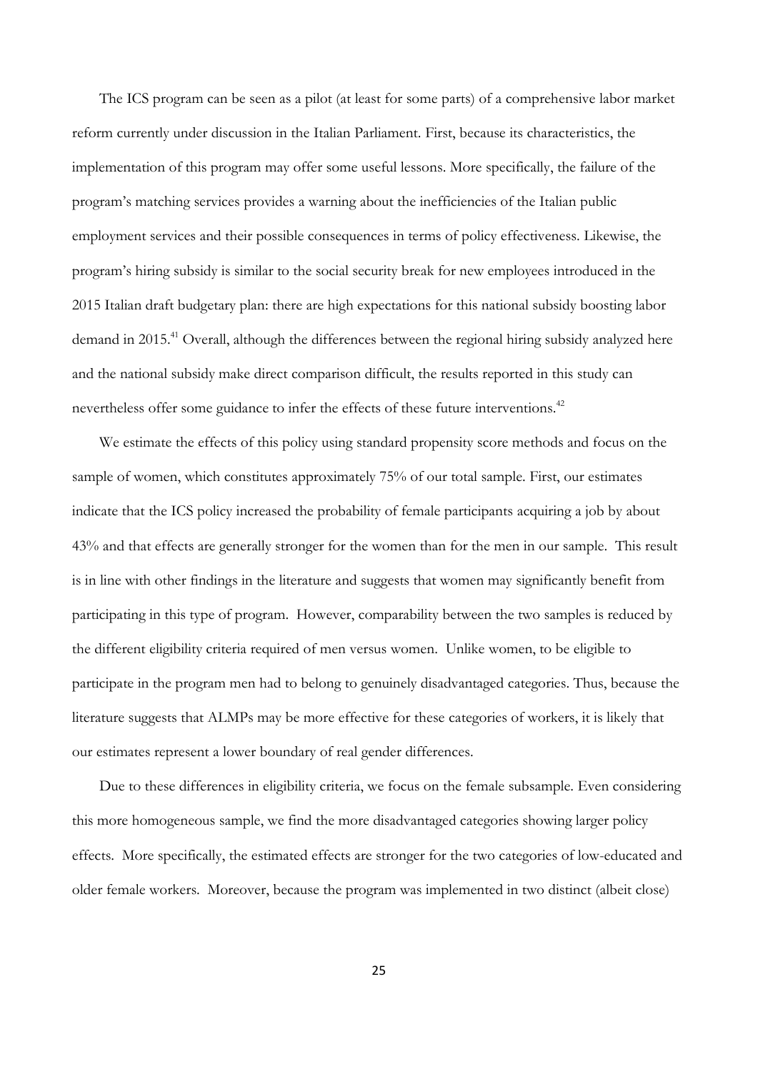The ICS program can be seen as a pilot (at least for some parts) of a comprehensive labor market reform currently under discussion in the Italian Parliament. First, because its characteristics, the implementation of this program may offer some useful lessons. More specifically, the failure of the program's matching services provides a warning about the inefficiencies of the Italian public employment services and their possible consequences in terms of policy effectiveness. Likewise, the program's hiring subsidy is similar to the social security break for new employees introduced in the 2015 Italian draft budgetary plan: there are high expectations for this national subsidy boosting labor demand in 2015.[41] Overall, although the differences between the regional hiring subsidy analyzed here and the national subsidy make direct comparison difficult, the results reported in this study can nevertheless offer some guidance to infer the effects of these future interventions.[42]

We estimate the effects of this policy using standard propensity score methods and focus on the sample of women, which constitutes approximately 75% of our total sample. First, our estimates indicate that the ICS policy increased the probability of female participants acquiring a job by about 43% and that effects are generally stronger for the women than for the men in our sample. This result is in line with other findings in the literature and suggests that women may significantly benefit from participating in this type of program. However, comparability between the two samples is reduced by the different eligibility criteria required of men versus women. Unlike women, to be eligible to participate in the program men had to belong to genuinely disadvantaged categories. Thus, because the literature suggests that ALMPs may be more effective for these categories of workers, it is likely that our estimates represent a lower boundary of real gender differences.

Due to these differences in eligibility criteria, we focus on the female subsample. Even considering this more homogeneous sample, we find the more disadvantaged categories showing larger policy effects. More specifically, the estimated effects are stronger for the two categories of low-educated and older female workers. Moreover, because the program was implemented in two distinct (albeit close)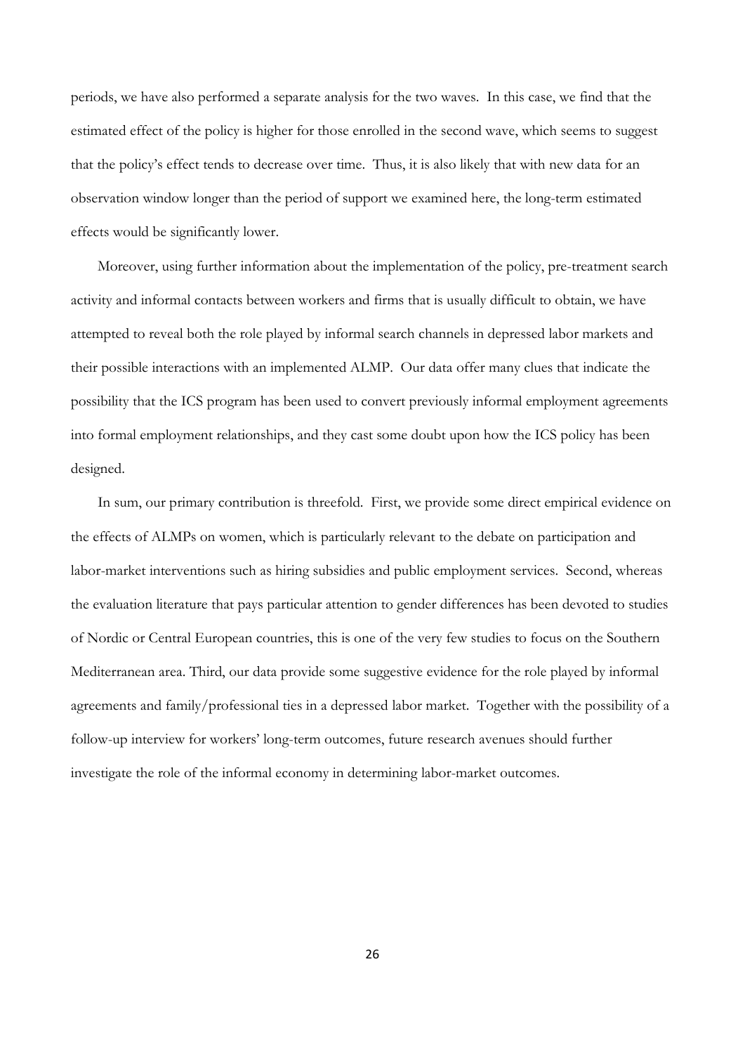periods, we have also performed a separate analysis for the two waves. In this case, we find that the estimated effect of the policy is higher for those enrolled in the second wave, which seems to suggest that the policy's effect tends to decrease over time. Thus, it is also likely that with new data for an observation window longer than the period of support we examined here, the long-term estimated effects would be significantly lower.

Moreover, using further information about the implementation of the policy, pre-treatment search activity and informal contacts between workers and firms that is usually difficult to obtain, we have attempted to reveal both the role played by informal search channels in depressed labor markets and their possible interactions with an implemented ALMP. Our data offer many clues that indicate the possibility that the ICS program has been used to convert previously informal employment agreements into formal employment relationships, and they cast some doubt upon how the ICS policy has been designed.

In sum, our primary contribution is threefold. First, we provide some direct empirical evidence on the effects of ALMPs on women, which is particularly relevant to the debate on participation and labor-market interventions such as hiring subsidies and public employment services. Second, whereas the evaluation literature that pays particular attention to gender differences has been devoted to studies of Nordic or Central European countries, this is one of the very few studies to focus on the Southern Mediterranean area. Third, our data provide some suggestive evidence for the role played by informal agreements and family/professional ties in a depressed labor market. Together with the possibility of a follow-up interview for workers' long-term outcomes, future research avenues should further investigate the role of the informal economy in determining labor-market outcomes.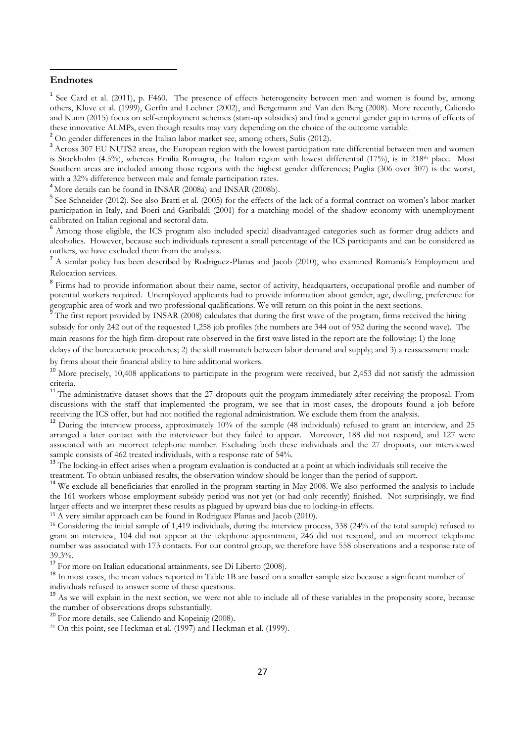## Endnotes

[1] See Card et al. (2011), p. F460. The presence of effects heterogeneity between men and women is found by, among others, Kluve et al. (1999), Gerfin and Lechner (2002), and Bergemann and Van den Berg (2008). More recently, Caliendo and Kunn (2015) focus on self-employment schemes (start-up subsidies) and find a general gender gap in terms of effects of these innovative ALMPs, even though results may vary depending on the choice of the outcome variable.

[2] On gender differences in the Italian labor market see, among others, Sulis (2012).

[3] Across 307 EU NUTS2 areas, the European region with the lowest participation rate differential between men and women is Stockholm (4.5%), whereas Emilia Romagna, the Italian region with lowest differential (17%), is in 218th place. Most Southern areas are included among those regions with the highest gender differences; Puglia (306 over 307) is the worst, with a 32% difference between male and female participation rates.

[4] More details can be found in INSAR (2008a) and INSAR (2008b).

[5] See Schneider (2012). See also Bratti et al. (2005) for the effects of the lack of a formal contract on women's labor market participation in Italy, and Boeri and Garibaldi (2001) for a matching model of the shadow economy with unemployment calibrated on Italian regional and sectoral data.

[6] Among those eligible, the ICS program also included special disadvantaged categories such as former drug addicts and alcoholics. However, because such individuals represent a small percentage of the ICS participants and can be considered as outliers, we have excluded them from the analysis.

[7] A similar policy has been described by Rodriguez-Planas and Jacob (2010), who examined Romania's Employment and Relocation services.

[8] Firms had to provide information about their name, sector of activity, headquarters, occupational profile and number of potential workers required. Unemployed applicants had to provide information about gender, age, dwelling, preference for geographic area of work and two professional qualifications. We will return on this point in the next sections.

[9] The first report provided by INSAR (2008) calculates that during the first wave of the program, firms received the hiring subsidy for only 242 out of the requested 1,258 job profiles (the numbers are 344 out of 952 during the second wave). The main reasons for the high firm-dropout rate observed in the first wave listed in the report are the following: 1) the long delays of the bureaucratic procedures; 2) the skill mismatch between labor demand and supply; and 3) a reassessment made by firms about their financial ability to hire additional workers.

[10] More precisely, 10,408 applications to participate in the program were received, but 2,453 did not satisfy the admission criteria.

[11] The administrative dataset shows that the 27 dropouts quit the program immediately after receiving the proposal. From discussions with the staff that implemented the program, we see that in most cases, the dropouts found a job before receiving the ICS offer, but had not notified the regional administration. We exclude them from the analysis.

[12] During the interview process, approximately 10% of the sample (48 individuals) refused to grant an interview, and 25 arranged a later contact with the interviewer but they failed to appear. Moreover, 188 did not respond, and 127 were associated with an incorrect telephone number. Excluding both these individuals and the 27 dropouts, our interviewed sample consists of 462 treated individuals, with a response rate of 54%.

[13] The locking-in effect arises when a program evaluation is conducted at a point at which individuals still receive the treatment. To obtain unbiased results, the observation window should be longer than the period of support.

[14] We exclude all beneficiaries that enrolled in the program starting in May 2008. We also performed the analysis to include the 161 workers whose employment subsidy period was not yet (or had only recently) finished. Not surprisingly, we find larger effects and we interpret these results as plagued by upward bias due to locking-in effects.

[15] A very similar approach can be found in Rodriguez Planas and Jacob (2010).

[16] Considering the initial sample of 1,419 individuals, during the interview process, 338 (24% of the total sample) refused to grant an interview, 104 did not appear at the telephone appointment, 246 did not respond, and an incorrect telephone number was associated with 173 contacts. For our control group, we therefore have 558 observations and a response rate of 39.3%.

[17] For more on Italian educational attainments, see Di Liberto (2008).

[18] In most cases, the mean values reported in Table 1B are based on a smaller sample size because a significant number of individuals refused to answer some of these questions.

[19] As we will explain in the next section, we were not able to include all of these variables in the propensity score, because the number of observations drops substantially.

[20] For more details, see Caliendo and Kopeinig (2008).

[21] On this point, see Heckman et al. (1997) and Heckman et al. (1999).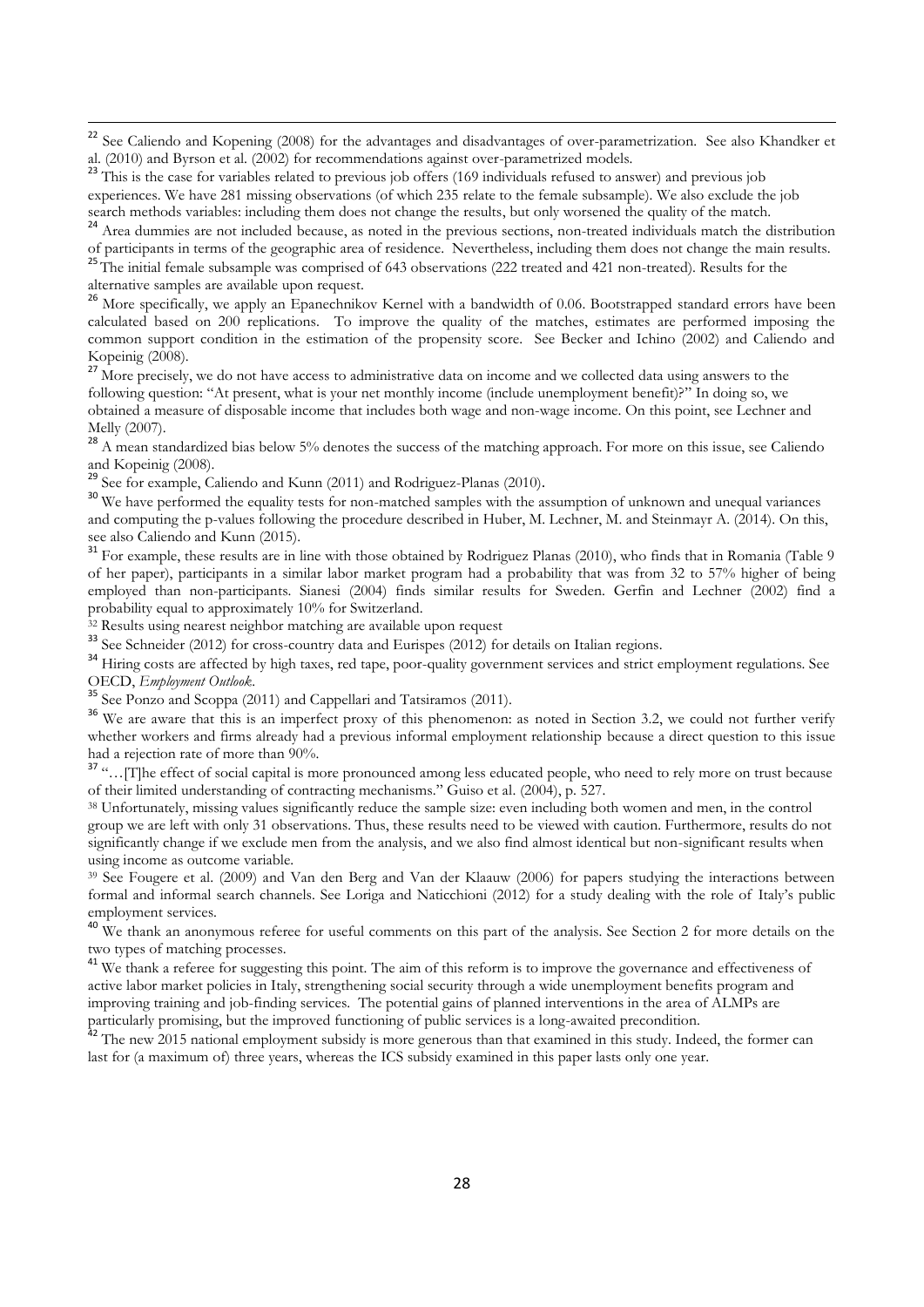[22] See Caliendo and Kopening (2008) for the advantages and disadvantages of over-parametrization. See also Khandker et al. (2010) and Byrson et al. (2002) for recommendations against over-parametrized models.

[23] This is the case for variables related to previous job offers (169 individuals refused to answer) and previous job experiences. We have 281 missing observations (of which 235 relate to the female subsample). We also exclude the job search methods variables: including them does not change the results, but only worsened the quality of the match.

[24] Area dummies are not included because, as noted in the previous sections, non-treated individuals match the distribution of participants in terms of the geographic area of residence. Nevertheless, including them does not change the main results.

[25] The initial female subsample was comprised of 643 observations (222 treated and 421 non-treated). Results for the alternative samples are available upon request.

[26] More specifically, we apply an Epanechnikov Kernel with a bandwidth of 0.06. Bootstrapped standard errors have been calculated based on 200 replications. To improve the quality of the matches, estimates are performed imposing the common support condition in the estimation of the propensity score. See Becker and Ichino (2002) and Caliendo and Kopeinig (2008).

[27] More precisely, we do not have access to administrative data on income and we collected data using answers to the following question: "At present, what is your net monthly income (include unemployment benefit)?" In doing so, we obtained a measure of disposable income that includes both wage and non-wage income. On this point, see Lechner and Melly (2007).

[28] A mean standardized bias below 5% denotes the success of the matching approach. For more on this issue, see Caliendo and Kopeinig (2008).

[29] See for example, Caliendo and Kunn (2011) and Rodriguez-Planas (2010).

[30] We have performed the equality tests for non-matched samples with the assumption of unknown and unequal variances and computing the p-values following the procedure described in Huber, M. Lechner, M. and Steinmayr A. (2014). On this, see also Caliendo and Kunn (2015).

[31] For example, these results are in line with those obtained by Rodriguez Planas (2010), who finds that in Romania (Table 9 of her paper), participants in a similar labor market program had a probability that was from 32 to 57% higher of being employed than non-participants. Sianesi (2004) finds similar results for Sweden. Gerfin and Lechner (2002) find a probability equal to approximately 10% for Switzerland.

[32] Results using nearest neighbor matching are available upon request

[33] See Schneider (2012) for cross-country data and Eurispes (2012) for details on Italian regions.

[34] Hiring costs are affected by high taxes, red tape, poor-quality government services and strict employment regulations. See OECD, *Employment Outlook*.

[35] See Ponzo and Scoppa (2011) and Cappellari and Tatsiramos (2011).

[36] We are aware that this is an imperfect proxy of this phenomenon: as noted in Section 3.2, we could not further verify whether workers and firms already had a previous informal employment relationship because a direct question to this issue had a rejection rate of more than 90%.

[37] "…[T]he effect of social capital is more pronounced among less educated people, who need to rely more on trust because of their limited understanding of contracting mechanisms." Guiso et al. (2004), p. 527.

[38] Unfortunately, missing values significantly reduce the sample size: even including both women and men, in the control group we are left with only 31 observations. Thus, these results need to be viewed with caution. Furthermore, results do not significantly change if we exclude men from the analysis, and we also find almost identical but non-significant results when using income as outcome variable.

[39] See Fougere et al. (2009) and Van den Berg and Van der Klaauw (2006) for papers studying the interactions between formal and informal search channels. See Loriga and Naticchioni (2012) for a study dealing with the role of Italy's public employment services.

[40] We thank an anonymous referee for useful comments on this part of the analysis. See Section 2 for more details on the two types of matching processes.

[41] We thank a referee for suggesting this point. The aim of this reform is to improve the governance and effectiveness of active labor market policies in Italy, strengthening social security through a wide unemployment benefits program and improving training and job-finding services. The potential gains of planned interventions in the area of ALMPs are particularly promising, but the improved functioning of public services is a long-awaited precondition.

[42] The new 2015 national employment subsidy is more generous than that examined in this study. Indeed, the former can last for (a maximum of) three years, whereas the ICS subsidy examined in this paper lasts only one year.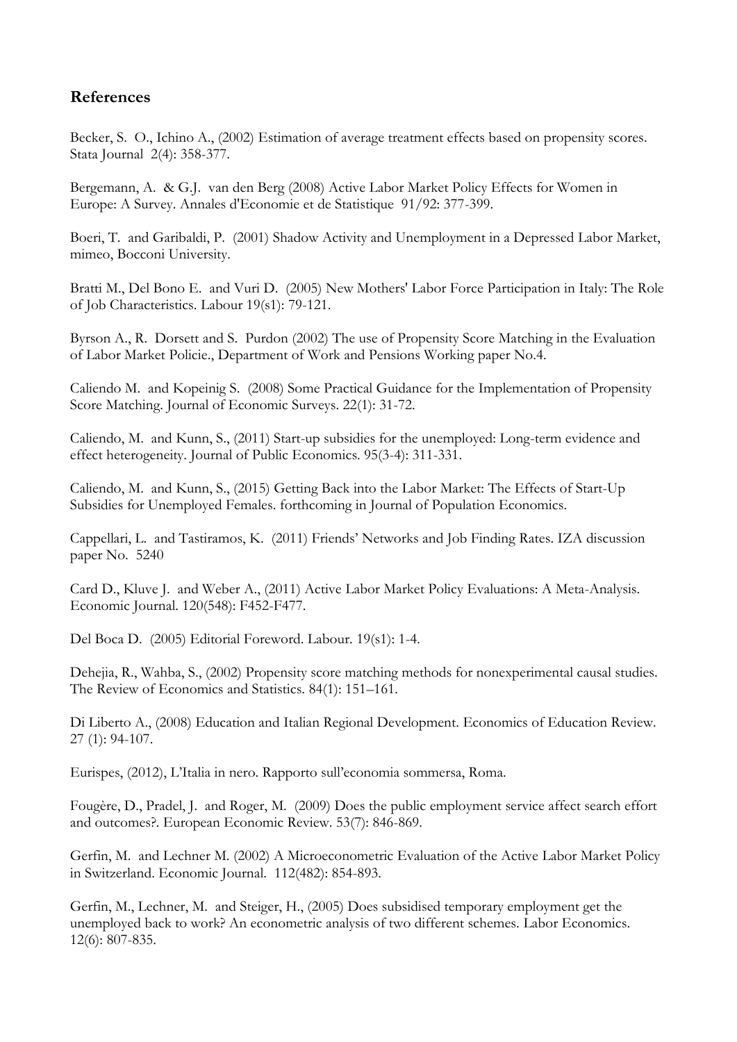## References

Becker, S. O., Ichino A., (2002) Estimation of average treatment effects based on propensity scores. Stata Journal 2(4): 358-377.

Bergemann, A. & G.J. van den Berg (2008) Active Labor Market Policy Effects for Women in Europe: A Survey. Annales d'Economie et de Statistique 91/92: 377-399.

Boeri, T. and Garibaldi, P. (2001) Shadow Activity and Unemployment in a Depressed Labor Market, mimeo, Bocconi University.

Bratti M., Del Bono E. and Vuri D. (2005) New Mothers' Labor Force Participation in Italy: The Role of Job Characteristics. Labour 19(s1): 79-121.

Byrson A., R. Dorsett and S. Purdon (2002) The use of Propensity Score Matching in the Evaluation of Labor Market Policie., Department of Work and Pensions Working paper No.4.

Caliendo M. and Kopeinig S. (2008) Some Practical Guidance for the Implementation of Propensity Score Matching. Journal of Economic Surveys. 22(1): 31-72.

Caliendo, M. and Kunn, S., (2011) Start-up subsidies for the unemployed: Long-term evidence and effect heterogeneity. Journal of Public Economics. 95(3-4): 311-331.

Caliendo, M. and Kunn, S., (2015) Getting Back into the Labor Market: The Effects of Start-Up Subsidies for Unemployed Females. forthcoming in Journal of Population Economics.

Cappellari, L. and Tastiramos, K. (2011) Friends' Networks and Job Finding Rates. IZA discussion paper No. 5240

Card D., Kluve J. and Weber A., (2011) Active Labor Market Policy Evaluations: A Meta-Analysis. Economic Journal. 120(548): F452-F477.

Del Boca D. (2005) Editorial Foreword. Labour. 19(s1): 1-4.

Dehejia, R., Wahba, S., (2002) Propensity score matching methods for nonexperimental causal studies. The Review of Economics and Statistics. 84(1): 151–161.

Di Liberto A., (2008) Education and Italian Regional Development. Economics of Education Review. 27 (1): 94-107.

Eurispes, (2012), L'Italia in nero. Rapporto sull'economia sommersa, Roma.

Fougère, D., Pradel, J. and Roger, M. (2009) Does the public employment service affect search effort and outcomes?. European Economic Review. 53(7): 846-869.

Gerfin, M. and Lechner M. (2002) A Microeconometric Evaluation of the Active Labor Market Policy in Switzerland. Economic Journal. 112(482): 854-893.

Gerfin, M., Lechner, M. and Steiger, H., (2005) Does subsidised temporary employment get the unemployed back to work? An econometric analysis of two different schemes. Labor Economics. 12(6): 807-835.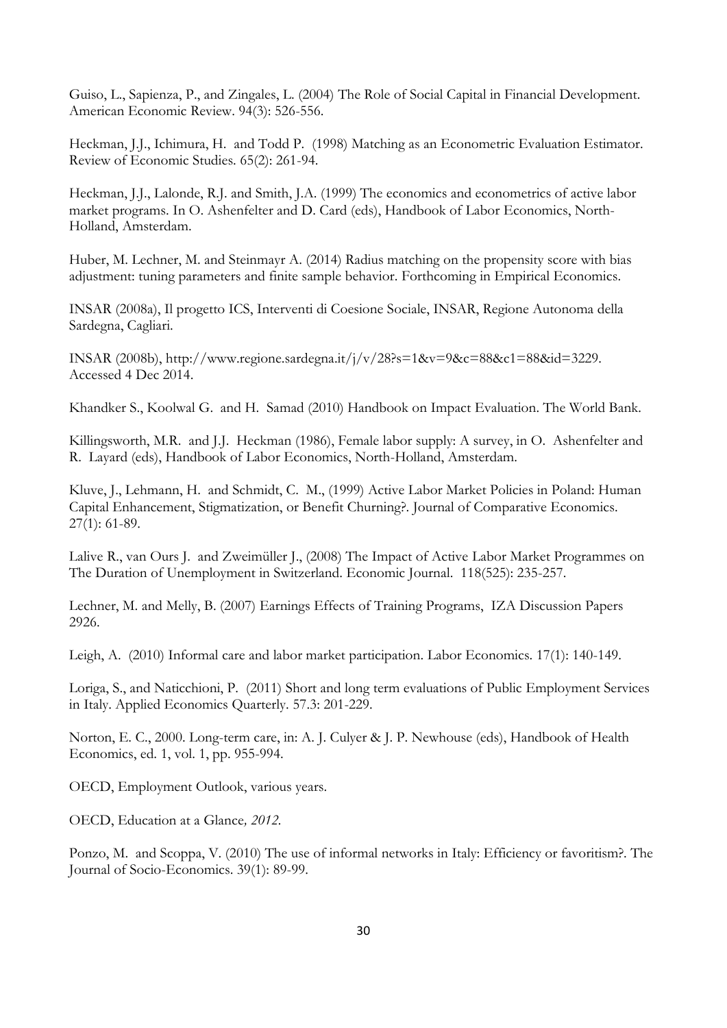Guiso, L., Sapienza, P., and Zingales, L. (2004) The Role of Social Capital in Financial Development. American Economic Review. 94(3): 526-556.

Heckman, J.J., Ichimura, H. and Todd P. (1998) Matching as an Econometric Evaluation Estimator. Review of Economic Studies. 65(2): 261-94.

Heckman, J.J., Lalonde, R.J. and Smith, J.A. (1999) The economics and econometrics of active labor market programs. In O. Ashenfelter and D. Card (eds), Handbook of Labor Economics, North-Holland, Amsterdam.

Huber, M. Lechner, M. and Steinmayr A. (2014) Radius matching on the propensity score with bias adjustment: tuning parameters and finite sample behavior. Forthcoming in Empirical Economics.

INSAR (2008a), Il progetto ICS, Interventi di Coesione Sociale, INSAR, Regione Autonoma della Sardegna, Cagliari.

INSAR (2008b), http://www.regione.sardegna.it/j/v/28?s=1&v=9&c=88&c1=88&id=3229. Accessed 4 Dec 2014.

Khandker S., Koolwal G. and H. Samad (2010) Handbook on Impact Evaluation. The World Bank.

Killingsworth, M.R. and J.J. Heckman (1986), Female labor supply: A survey, in O. Ashenfelter and R. Layard (eds), Handbook of Labor Economics, North-Holland, Amsterdam.

Kluve, J., Lehmann, H. and Schmidt, C. M., (1999) Active Labor Market Policies in Poland: Human Capital Enhancement, Stigmatization, or Benefit Churning?. Journal of Comparative Economics. 27(1): 61-89.

Lalive R., van Ours J. and Zweimüller J., (2008) The Impact of Active Labor Market Programmes on The Duration of Unemployment in Switzerland. Economic Journal. 118(525): 235-257.

Lechner, M. and Melly, B. (2007) Earnings Effects of Training Programs, IZA Discussion Papers 2926.

Leigh, A. (2010) Informal care and labor market participation. Labor Economics. 17(1): 140-149.

Loriga, S., and Naticchioni, P. (2011) Short and long term evaluations of Public Employment Services in Italy. Applied Economics Quarterly. 57.3: 201-229.

Norton, E. C., 2000. Long-term care, in: A. J. Culyer & J. P. Newhouse (eds), Handbook of Health Economics, ed. 1, vol. 1, pp. 955-994.

OECD, Employment Outlook, various years.

OECD, Education at a Glance*, 2012.*

Ponzo, M. and Scoppa, V. (2010) The use of informal networks in Italy: Efficiency or favoritism?. The Journal of Socio-Economics. 39(1): 89-99.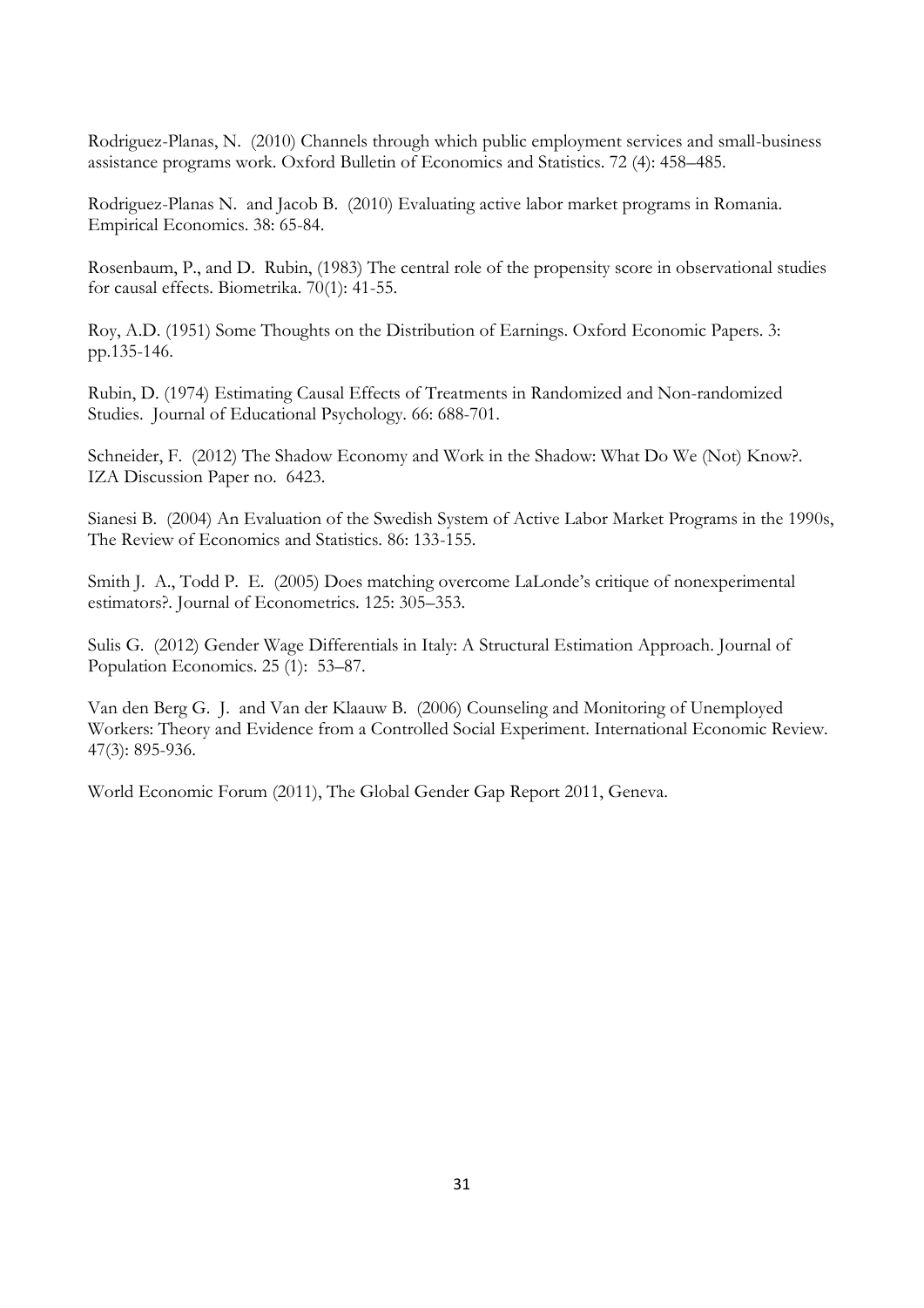Rodriguez-Planas, N. (2010) Channels through which public employment services and small-business assistance programs work. Oxford Bulletin of Economics and Statistics. 72 (4): 458–485.

Rodriguez-Planas N. and Jacob B. (2010) Evaluating active labor market programs in Romania. Empirical Economics. 38: 65-84.

Rosenbaum, P., and D. Rubin, (1983) The central role of the propensity score in observational studies for causal effects. Biometrika. 70(1): 41-55.

Roy, A.D. (1951) Some Thoughts on the Distribution of Earnings. Oxford Economic Papers. 3: pp.135-146.

Rubin, D. (1974) Estimating Causal Effects of Treatments in Randomized and Non-randomized Studies. Journal of Educational Psychology. 66: 688-701.

Schneider, F. (2012) The Shadow Economy and Work in the Shadow: What Do We (Not) Know?. IZA Discussion Paper no. 6423.

Sianesi B. (2004) An Evaluation of the Swedish System of Active Labor Market Programs in the 1990s, The Review of Economics and Statistics. 86: 133-155.

Smith J. A., Todd P. E. (2005) Does matching overcome LaLonde's critique of nonexperimental estimators?. Journal of Econometrics. 125: 305–353.

Sulis G. (2012) Gender Wage Differentials in Italy: A Structural Estimation Approach. Journal of Population Economics. 25 (1): 53–87.

Van den Berg G. J. and Van der Klaauw B. (2006) Counseling and Monitoring of Unemployed Workers: Theory and Evidence from a Controlled Social Experiment. International Economic Review. 47(3): 895-936.

World Economic Forum (2011), The Global Gender Gap Report 2011, Geneva.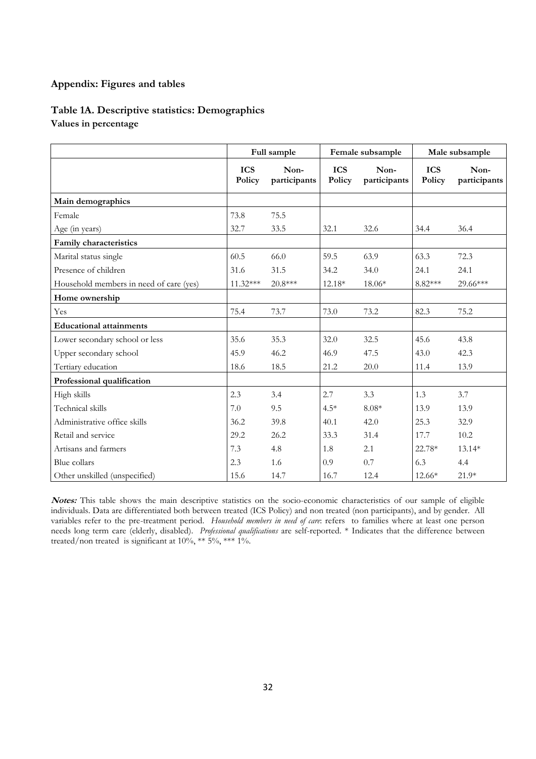## Appendix: Figures and tables

### Table 1A. Descriptive statistics: Demographics

**Values in percentage**

| | Full sample | | Female subsample | | Male subsample | |
|---|---|---|---|---|---|---|
| | **ICS Policy** | **Non-participants** | **ICS Policy** | **Non-participants** | **ICS Policy** | **Non-participants** |
| **Main demographics** | | | | | | |
| Female | 73.8 | 75.5 | | | | |
| Age (in years) | 32.7 | 33.5 | 32.1 | 32.6 | 34.4 | 36.4 |
| **Family characteristics** | | | | | | |
| Marital status single | 60.5 | 66.0 | 59.5 | 63.9 | 63.3 | 72.3 |
| Presence of children | 31.6 | 31.5 | 34.2 | 34.0 | 24.1 | 24.1 |
| Household members in need of care (yes) | 11.32*** | 20.8*** | 12.18* | 18.06* | 8.82*** | 29.66*** |
| **Home ownership** | | | | | | |
| Yes | 75.4 | 73.7 | 73.0 | 73.2 | 82.3 | 75.2 |
| **Educational attainments** | | | | | | |
| Lower secondary school or less | 35.6 | 35.3 | 32.0 | 32.5 | 45.6 | 43.8 |
| Upper secondary school | 45.9 | 46.2 | 46.9 | 47.5 | 43.0 | 42.3 |
| Tertiary education | 18.6 | 18.5 | 21.2 | 20.0 | 11.4 | 13.9 |
| **Professional qualification** | | | | | | |
| High skills | 2.3 | 3.4 | 2.7 | 3.3 | 1.3 | 3.7 |
| Technical skills | 7.0 | 9.5 | 4.5* | 8.08* | 13.9 | 13.9 |
| Administrative office skills | 36.2 | 39.8 | 40.1 | 42.0 | 25.3 | 32.9 |
| Retail and service | 29.2 | 26.2 | 33.3 | 31.4 | 17.7 | 10.2 |
| Artisans and farmers | 7.3 | 4.8 | 1.8 | 2.1 | 22.78* | 13.14* |
| Blue collars | 2.3 | 1.6 | 0.9 | 0.7 | 6.3 | 4.4 |
| Other unskilled (unspecified) | 15.6 | 14.7 | 16.7 | 12.4 | 12.66* | 21.9* |

***Notes:*** This table shows the main descriptive statistics on the socio-economic characteristics of our sample of eligible individuals. Data are differentiated both between treated (ICS Policy) and non treated (non participants), and by gender. All variables refer to the pre-treatment period. *Household members in need of care*: refers to families where at least one person needs long term care (elderly, disabled). *Professional qualifications* are self-reported. * Indicates that the difference between treated/non treated is significant at 10%, ** 5%, *** 1%.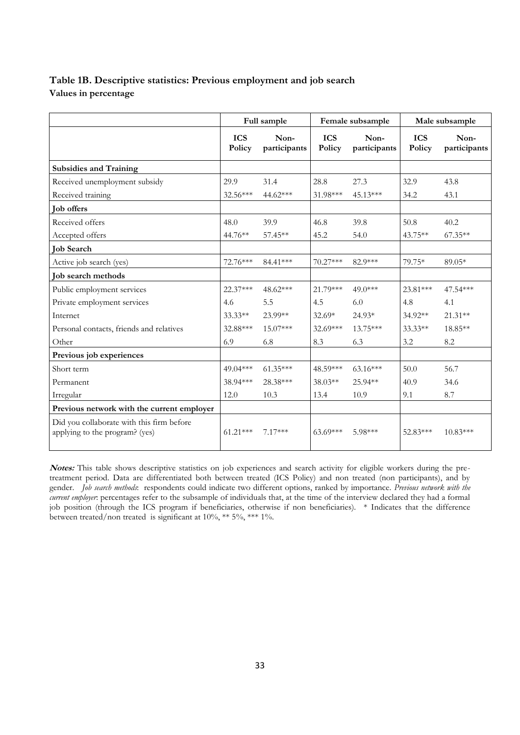### Table 1B. Descriptive statistics: Previous employment and job search

**Values in percentage**

| | Full sample | | Female subsample | | Male subsample | |
|---|---|---|---|---|---|---|
| | ICS Policy | Non-participants | ICS Policy | Non-participants | ICS Policy | Non-participants |
| **Subsidies and Training** | | | | | | |
| Received unemployment subsidy | 29.9 | 31.4 | 28.8 | 27.3 | 32.9 | 43.8 |
| Received training | 32.56*** | 44.62*** | 31.98*** | 45.13*** | 34.2 | 43.1 |
| **Job offers** | | | | | | |
| Received offers | 48.0 | 39.9 | 46.8 | 39.8 | 50.8 | 40.2 |
| Accepted offers | 44.76** | 57.45** | 45.2 | 54.0 | 43.75** | 67.35** |
| **Job Search** | | | | | | |
| Active job search (yes) | 72.76*** | 84.41*** | 70.27*** | 82.9*** | 79.75* | 89.05* |
| **Job search methods** | | | | | | |
| Public employment services | 22.37*** | 48.62*** | 21.79*** | 49.0*** | 23.81*** | 47.54*** |
| Private employment services | 4.6 | 5.5 | 4.5 | 6.0 | 4.8 | 4.1 |
| Internet | 33.33** | 23.99** | 32.69* | 24.93* | 34.92** | 21.31** |
| Personal contacts, friends and relatives | 32.88*** | 15.07*** | 32.69*** | 13.75*** | 33.33** | 18.85** |
| Other | 6.9 | 6.8 | 8.3 | 6.3 | 3.2 | 8.2 |
| **Previous job experiences** | | | | | | |
| Short term | 49.04*** | 61.35*** | 48.59*** | 63.16*** | 50.0 | 56.7 |
| Permanent | 38.94*** | 28.38*** | 38.03** | 25.94** | 40.9 | 34.6 |
| Irregular | 12.0 | 10.3 | 13.4 | 10.9 | 9.1 | 8.7 |
| **Previous network with the current employer** | | | | | | |
| Did you collaborate with this firm before applying to the program? (yes) | 61.21*** | 7.17*** | 63.69*** | 5.98*** | 52.83*** | 10.83*** |

***Notes:*** This table shows descriptive statistics on job experiences and search activity for eligible workers during the pre-treatment period. Data are differentiated both between treated (ICS Policy) and non treated (non participants), and by gender. *Job search methods*: respondents could indicate two different options, ranked by importance. *Previous network with the current employer*: percentages refer to the subsample of individuals that, at the time of the interview declared they had a formal job position (through the ICS program if beneficiaries, otherwise if non beneficiaries). * Indicates that the difference between treated/non treated is significant at 10%, ** 5%, *** 1%.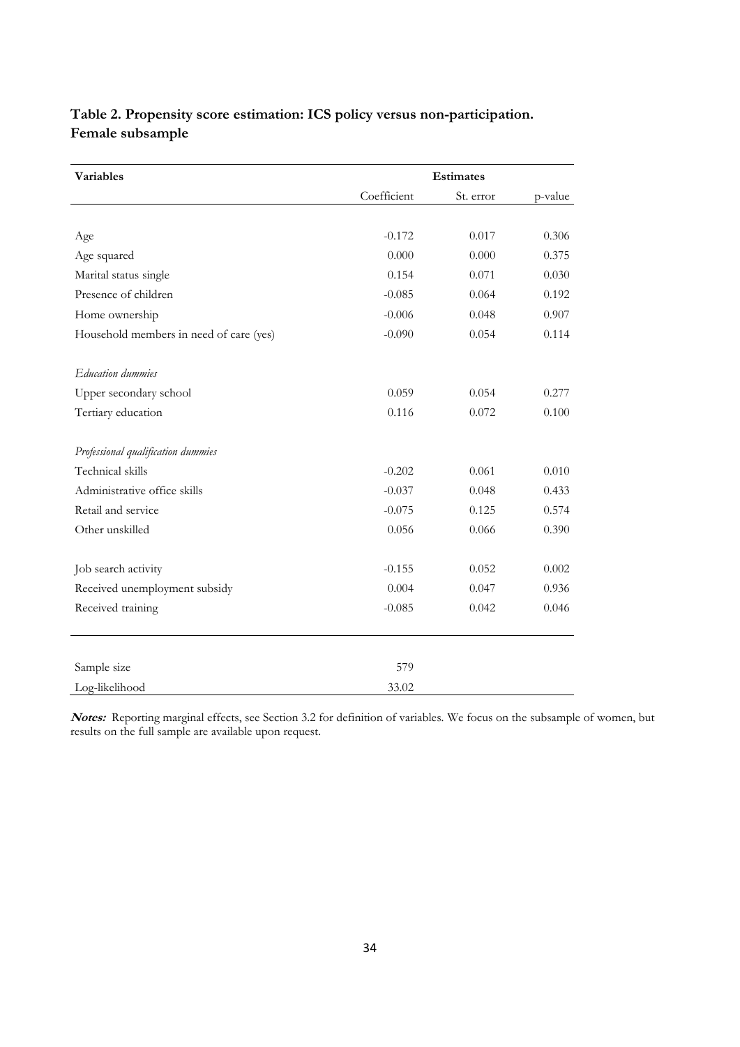**Table 2. Propensity score estimation: ICS policy versus non-participation. Female subsample**

| Variables | Estimates | | |
|---|---|---|---|
| | Coefficient | St. error | p-value |
| Age | -0.172 | 0.017 | 0.306 |
| Age squared | 0.000 | 0.000 | 0.375 |
| Marital status single | 0.154 | 0.071 | 0.030 |
| Presence of children | -0.085 | 0.064 | 0.192 |
| Home ownership | -0.006 | 0.048 | 0.907 |
| Household members in need of care (yes) | -0.090 | 0.054 | 0.114 |
| *Education dummies* | | | |
| Upper secondary school | 0.059 | 0.054 | 0.277 |
| Tertiary education | 0.116 | 0.072 | 0.100 |
| *Professional qualification dummies* | | | |
| Technical skills | -0.202 | 0.061 | 0.010 |
| Administrative office skills | -0.037 | 0.048 | 0.433 |
| Retail and service | -0.075 | 0.125 | 0.574 |
| Other unskilled | 0.056 | 0.066 | 0.390 |
| Job search activity | -0.155 | 0.052 | 0.002 |
| Received unemployment subsidy | 0.004 | 0.047 | 0.936 |
| Received training | -0.085 | 0.042 | 0.046 |
| Sample size | 579 | | |
| Log-likelihood | 33.02 | | |

***Notes:*** Reporting marginal effects, see Section 3.2 for definition of variables. We focus on the subsample of women, but results on the full sample are available upon request.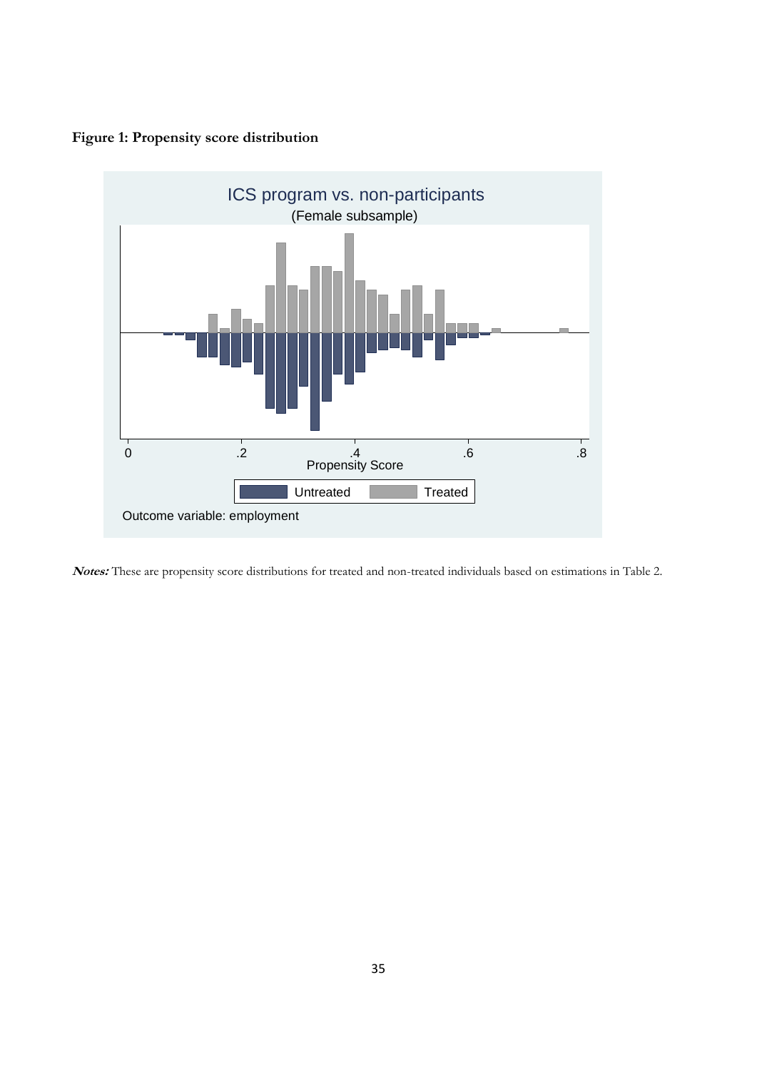**Figure 1: Propensity score distribution**

ICS program vs. non-participants

(Female subsample)

Propensity Score

Untreated | Treated

Outcome variable: employment

***Notes:*** These are propensity score distributions for treated and non-treated individuals based on estimations in Table 2.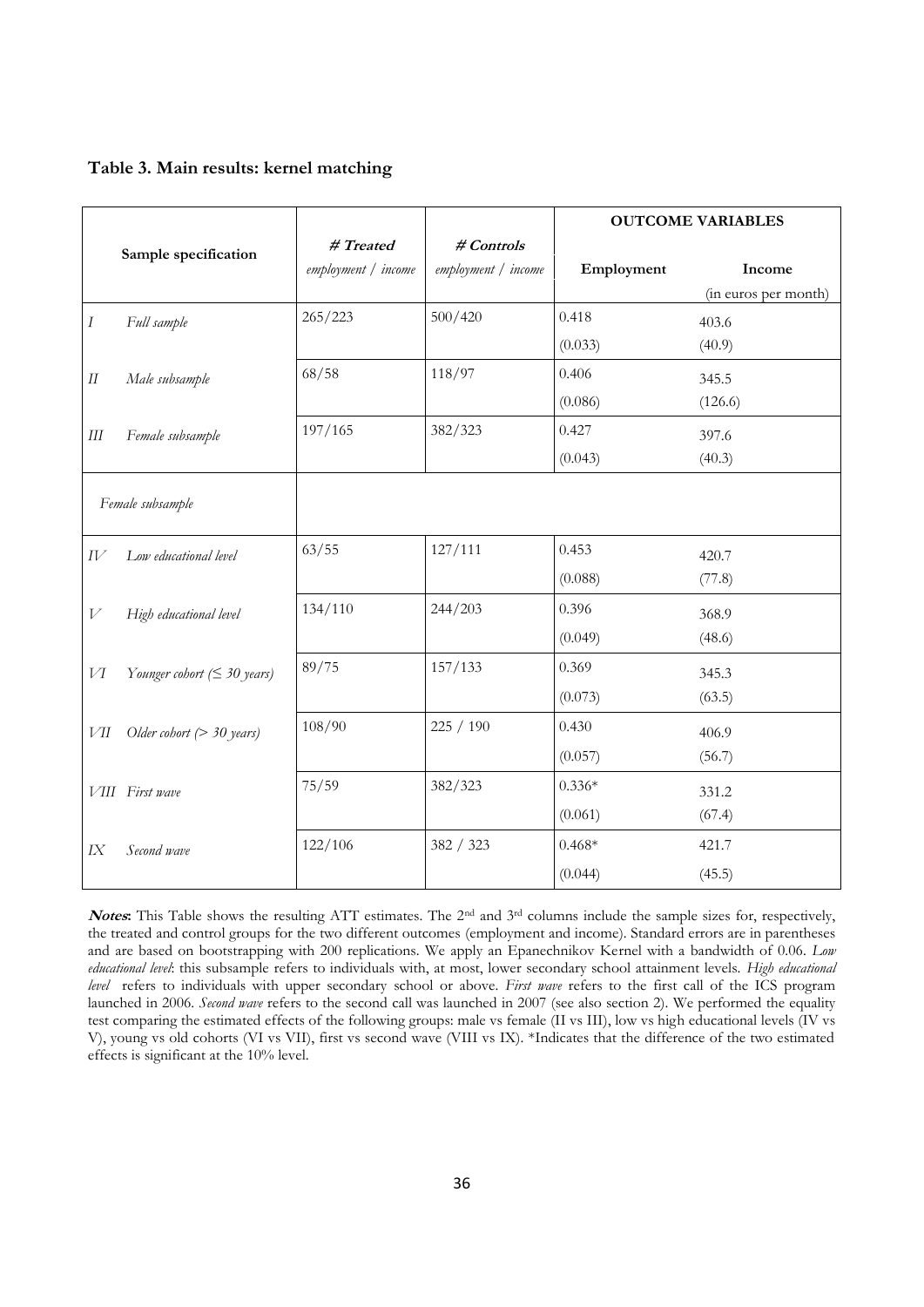**Table 3. Main results: kernel matching**

| Sample specification | | *# Treated* *employment / income* | *# Controls* *employment / income* | OUTCOME VARIABLES | |
|---|---|---|---|---|---|
| | | | | **Employment** | **Income** (in euros per month) |
| *I* | *Full sample* | 265/223 | 500/420 | 0.418 (0.033) | 403.6 (40.9) |
| *II* | *Male subsample* | 68/58 | 118/97 | 0.406 (0.086) | 345.5 (126.6) |
| *III* | *Female subsample* | 197/165 | 382/323 | 0.427 (0.043) | 397.6 (40.3) |
| *Female subsample* | | | | | |
| *IV* | *Low educational level* | 63/55 | 127/111 | 0.453 (0.088) | 420.7 (77.8) |
| *V* | *High educational level* | 134/110 | 244/203 | 0.396 (0.049) | 368.9 (48.6) |
| *VI* | *Younger cohort (≤ 30 years)* | 89/75 | 157/133 | 0.369 (0.073) | 345.3 (63.5) |
| *VII* | *Older cohort (> 30 years)* | 108/90 | 225 / 190 | 0.430 (0.057) | 406.9 (56.7) |
| *VIII* | *First wave* | 75/59 | 382/323 | 0.336* (0.061) | 331.2 (67.4) |
| *IX* | *Second wave* | 122/106 | 382 / 323 | 0.468* (0.044) | 421.7 (45.5) |

***Notes*:** This Table shows the resulting ATT estimates. The 2nd and 3rd columns include the sample sizes for, respectively, the treated and control groups for the two different outcomes (employment and income). Standard errors are in parentheses and are based on bootstrapping with 200 replications. We apply an Epanechnikov Kernel with a bandwidth of 0.06. *Low educational level*: this subsample refers to individuals with, at most, lower secondary school attainment levels. *High educational level* refers to individuals with upper secondary school or above. *First wave* refers to the first call of the ICS program launched in 2006. *Second wave* refers to the second call was launched in 2007 (see also section 2). We performed the equality test comparing the estimated effects of the following groups: male vs female (II vs III), low vs high educational levels (IV vs V), young vs old cohorts (VI vs VII), first vs second wave (VIII vs IX). *Indicates that the difference of the two estimated effects is significant at the 10% level.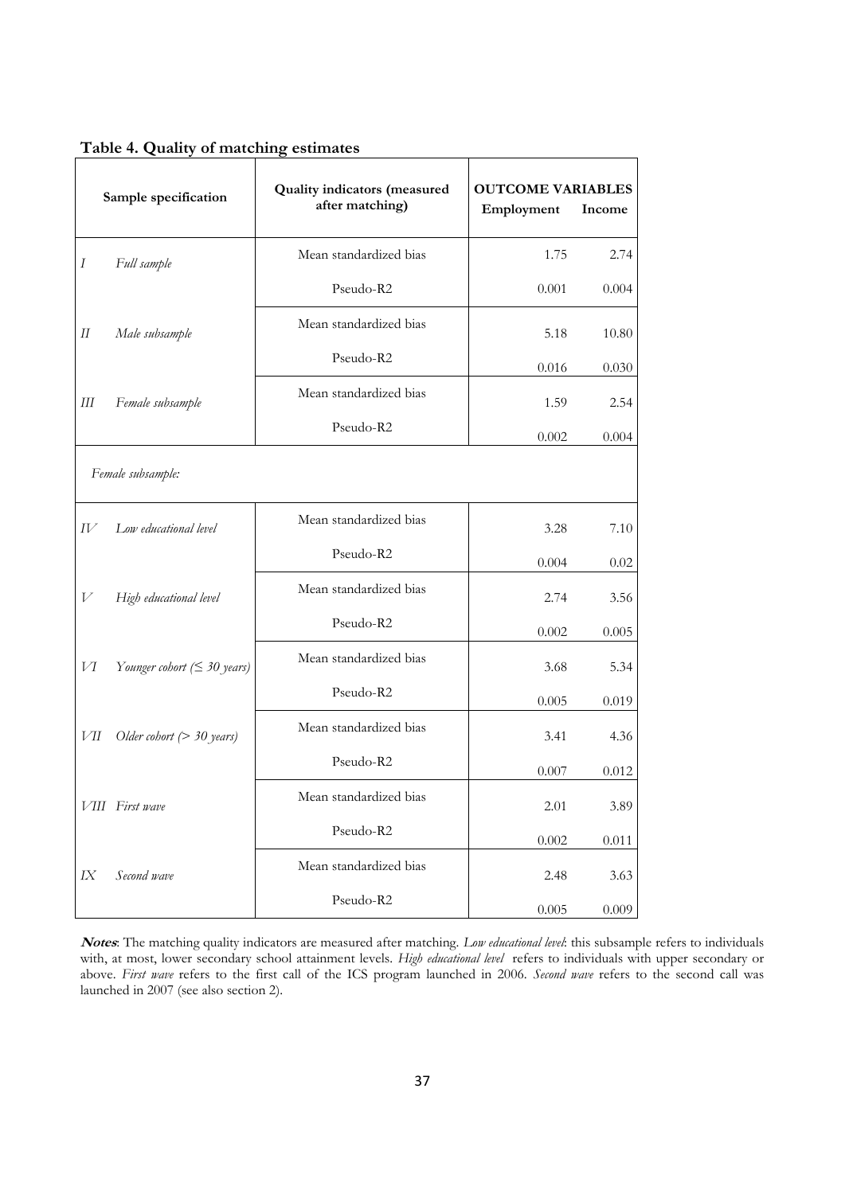**Table 4. Quality of matching estimates**

| | Sample specification | Quality indicators (measured after matching) | OUTCOME VARIABLES Employment | Income |
|---|---|---|---|---|
| *I* | *Full sample* | Mean standardized bias | 1.75 | 2.74 |
| | | Pseudo-R2 | 0.001 | 0.004 |
| *II* | *Male subsample* | Mean standardized bias | 5.18 | 10.80 |
| | | Pseudo-R2 | 0.016 | 0.030 |
| *III* | *Female subsample* | Mean standardized bias | 1.59 | 2.54 |
| | | Pseudo-R2 | 0.002 | 0.004 |
| | *Female subsample:* | | | |
| *IV* | *Low educational level* | Mean standardized bias | 3.28 | 7.10 |
| | | Pseudo-R2 | 0.004 | 0.02 |
| *V* | *High educational level* | Mean standardized bias | 2.74 | 3.56 |
| | | Pseudo-R2 | 0.002 | 0.005 |
| *VI* | *Younger cohort (≤ 30 years)* | Mean standardized bias | 3.68 | 5.34 |
| | | Pseudo-R2 | 0.005 | 0.019 |
| *VII* | *Older cohort (> 30 years)* | Mean standardized bias | 3.41 | 4.36 |
| | | Pseudo-R2 | 0.007 | 0.012 |
| *VIII* | *First wave* | Mean standardized bias | 2.01 | 3.89 |
| | | Pseudo-R2 | 0.002 | 0.011 |
| *IX* | *Second wave* | Mean standardized bias | 2.48 | 3.63 |
| | | Pseudo-R2 | 0.005 | 0.009 |

***Notes***: The matching quality indicators are measured after matching. *Low educational level*: this subsample refers to individuals with, at most, lower secondary school attainment levels. *High educational level* refers to individuals with upper secondary or above. *First wave* refers to the first call of the ICS program launched in 2006. *Second wave* refers to the second call was launched in 2007 (see also section 2).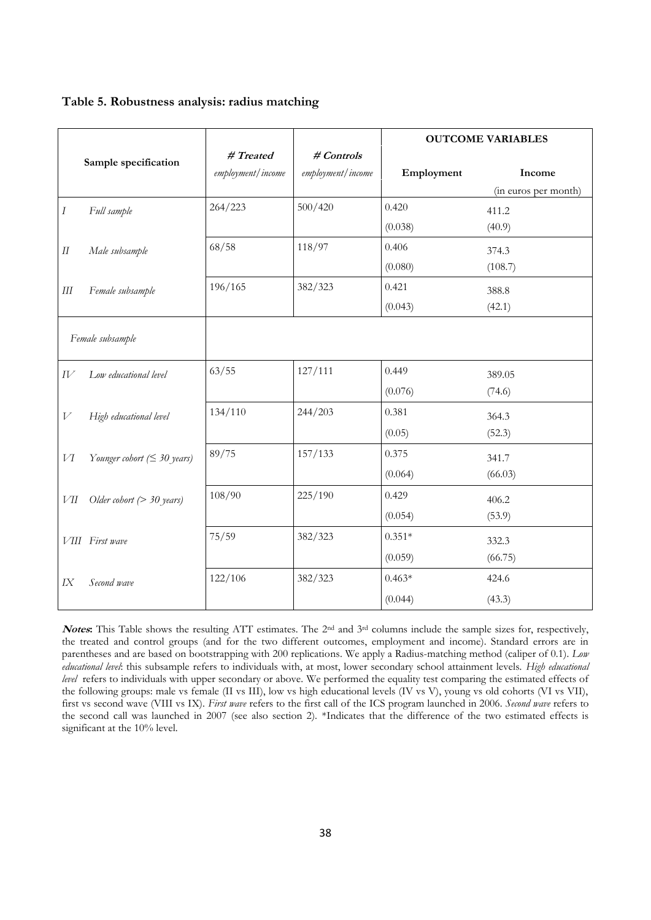**Table 5. Robustness analysis: radius matching**

| Sample specification | | *# Treated* *employment/income* | *# Controls* *employment/income* | OUTCOME VARIABLES | |
|---|---|---|---|---|---|
| | | | | **Employment** | **Income** (in euros per month) |
| *I* | *Full sample* | 264/223 | 500/420 | 0.420 (0.038) | 411.2 (40.9) |
| *II* | *Male subsample* | 68/58 | 118/97 | 0.406 (0.080) | 374.3 (108.7) |
| *III* | *Female subsample* | 196/165 | 382/323 | 0.421 (0.043) | 388.8 (42.1) |
| *Female subsample* | | | | | |
| *IV* | *Low educational level* | 63/55 | 127/111 | 0.449 (0.076) | 389.05 (74.6) |
| *V* | *High educational level* | 134/110 | 244/203 | 0.381 (0.05) | 364.3 (52.3) |
| *VI* | *Younger cohort (≤ 30 years)* | 89/75 | 157/133 | 0.375 (0.064) | 341.7 (66.03) |
| *VII* | *Older cohort (> 30 years)* | 108/90 | 225/190 | 0.429 (0.054) | 406.2 (53.9) |
| *VIII* | *First wave* | 75/59 | 382/323 | 0.351* (0.059) | 332.3 (66.75) |
| *IX* | *Second wave* | 122/106 | 382/323 | 0.463* (0.044) | 424.6 (43.3) |

***Notes*:** This Table shows the resulting ATT estimates. The 2nd and 3rd columns include the sample sizes for, respectively, the treated and control groups (and for the two different outcomes, employment and income). Standard errors are in parentheses and are based on bootstrapping with 200 replications. We apply a Radius-matching method (caliper of 0.1). *Low educational level*: this subsample refers to individuals with, at most, lower secondary school attainment levels. *High educational level* refers to individuals with upper secondary or above. We performed the equality test comparing the estimated effects of the following groups: male vs female (II vs III), low vs high educational levels (IV vs V), young vs old cohorts (VI vs VII), first vs second wave (VIII vs IX). *First wave* refers to the first call of the ICS program launched in 2006. *Second wave* refers to the second call was launched in 2007 (see also section 2). *Indicates that the difference of the two estimated effects is significant at the 10% level.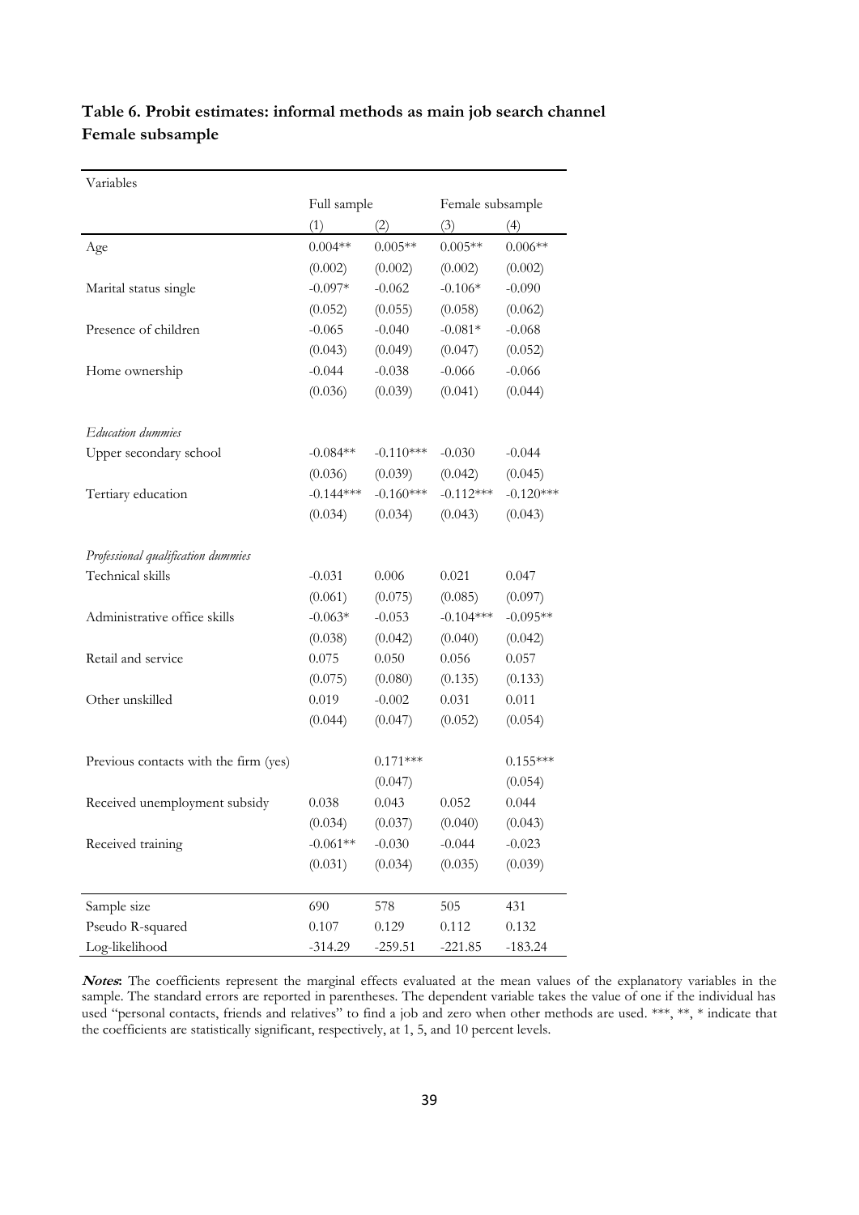**Table 6. Probit estimates: informal methods as main job search channel**
**Female subsample**

| Variables | Full sample | | Female subsample | |
|---|---|---|---|---|
| | (1) | (2) | (3) | (4) |
| Age | 0.004** | 0.005** | 0.005** | 0.006** |
| | (0.002) | (0.002) | (0.002) | (0.002) |
| Marital status single | -0.097* | -0.062 | -0.106* | -0.090 |
| | (0.052) | (0.055) | (0.058) | (0.062) |
| Presence of children | -0.065 | -0.040 | -0.081* | -0.068 |
| | (0.043) | (0.049) | (0.047) | (0.052) |
| Home ownership | -0.044 | -0.038 | -0.066 | -0.066 |
| | (0.036) | (0.039) | (0.041) | (0.044) |
| *Education dummies* | | | | |
| Upper secondary school | -0.084** | -0.110*** | -0.030 | -0.044 |
| | (0.036) | (0.039) | (0.042) | (0.045) |
| Tertiary education | -0.144*** | -0.160*** | -0.112*** | -0.120*** |
| | (0.034) | (0.034) | (0.043) | (0.043) |
| *Professional qualification dummies* | | | | |
| Technical skills | -0.031 | 0.006 | 0.021 | 0.047 |
| | (0.061) | (0.075) | (0.085) | (0.097) |
| Administrative office skills | -0.063* | -0.053 | -0.104*** | -0.095** |
| | (0.038) | (0.042) | (0.040) | (0.042) |
| Retail and service | 0.075 | 0.050 | 0.056 | 0.057 |
| | (0.075) | (0.080) | (0.135) | (0.133) |
| Other unskilled | 0.019 | -0.002 | 0.031 | 0.011 |
| | (0.044) | (0.047) | (0.052) | (0.054) |
| Previous contacts with the firm (yes) | | 0.171*** | | 0.155*** |
| | | (0.047) | | (0.054) |
| Received unemployment subsidy | 0.038 | 0.043 | 0.052 | 0.044 |
| | (0.034) | (0.037) | (0.040) | (0.043) |
| Received training | -0.061** | -0.030 | -0.044 | -0.023 |
| | (0.031) | (0.034) | (0.035) | (0.039) |
| Sample size | 690 | 578 | 505 | 431 |
| Pseudo R-squared | 0.107 | 0.129 | 0.112 | 0.132 |
| Log-likelihood | -314.29 | -259.51 | -221.85 | -183.24 |

***Notes*:** The coefficients represent the marginal effects evaluated at the mean values of the explanatory variables in the sample. The standard errors are reported in parentheses. The dependent variable takes the value of one if the individual has used "personal contacts, friends and relatives" to find a job and zero when other methods are used. ***, **, * indicate that the coefficients are statistically significant, respectively, at 1, 5, and 10 percent levels.